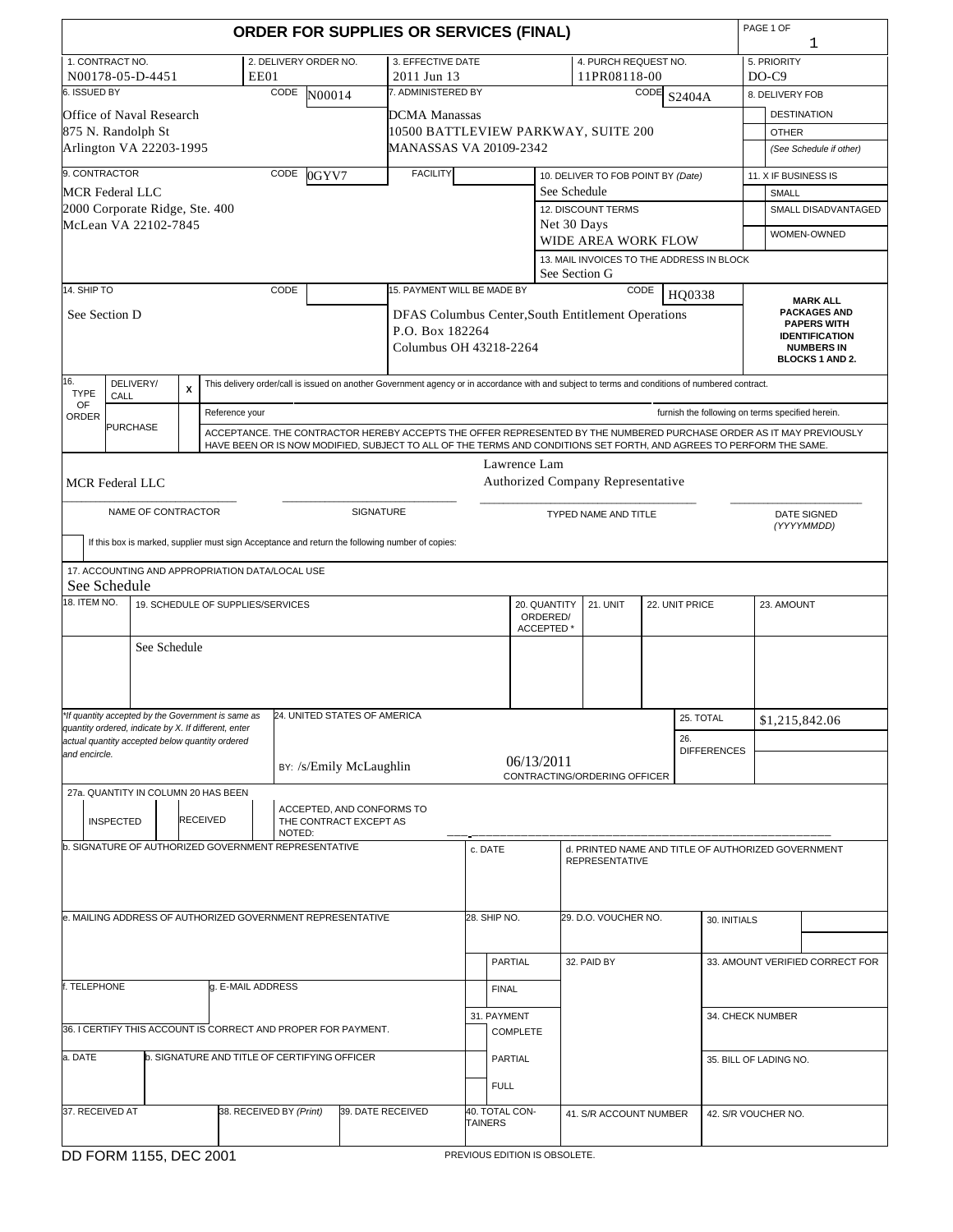# ORDER FOR SUPPLIES OR SERVICES (FINAL)

PAGE 1 OF 1

| 1. CONTRACT NO. | 2. DELIVERY ORDER NO. | 3. EFFECTIVE DATE | 4. PURCH REQUEST NO. | 5. PRIORITY |
|---|---|---|---|---|
| N00178-05-D-4451 | EE01 | 2011 Jun 13 | 11PR08118-00 | DO-C9 |

| 6. ISSUED BY | CODE N00014 | 7. ADMINISTERED BY | CODE S2404A | 8. DELIVERY FOB |
|---|---|---|---|---|
| Office of Naval Research<br>875 N. Randolph St<br>Arlington VA 22203-1995 | | DCMA Manassas<br>10500 BATTLEVIEW PARKWAY, SUITE 200<br>MANASSAS VA 20109-2342 | | DESTINATION<br>OTHER<br>(See Schedule if other) |

**9. CONTRACTOR** CODE 0GYV7 FACILITY

MCR Federal LLC
2000 Corporate Ridge, Ste. 400
McLean VA 22102-7845

10. DELIVER TO FOB POINT BY (Date): See Schedule

11. X IF BUSINESS IS: SMALL / SMALL DISADVANTAGED / WOMEN-OWNED

12. DISCOUNT TERMS: Net 30 Days WIDE AREA WORK FLOW

13. MAIL INVOICES TO THE ADDRESS IN BLOCK: See Section G

**14. SHIP TO** CODE

See Section D

**15. PAYMENT WILL BE MADE BY** CODE HQ0338

DFAS Columbus Center,South Entitlement Operations
P.O. Box 182264
Columbus OH 43218-2264

MARK ALL PACKAGES AND PAPERS WITH IDENTIFICATION NUMBERS IN BLOCKS 1 AND 2.

16. TYPE OF ORDER

| | | |
|---|---|---|
| DELIVERY/ CALL | X | This delivery order/call is issued on another Government agency or in accordance with and subject to terms and conditions of numbered contract. |
| PURCHASE | | Reference your ... furnish the following on terms specified herein. |
| | | ACCEPTANCE. THE CONTRACTOR HEREBY ACCEPTS THE OFFER REPRESENTED BY THE NUMBERED PURCHASE ORDER AS IT MAY PREVIOUSLY HAVE BEEN OR IS NOW MODIFIED, SUBJECT TO ALL OF THE TERMS AND CONDITIONS SET FORTH, AND AGREES TO PERFORM THE SAME. |

| NAME OF CONTRACTOR | SIGNATURE | TYPED NAME AND TITLE | DATE SIGNED (YYYYMMDD) |
|---|---|---|---|
| MCR Federal LLC | | Lawrence Lam<br>Authorized Company Representative | |

If this box is marked, supplier must sign Acceptance and return the following number of copies:

17. ACCOUNTING AND APPROPRIATION DATA/LOCAL USE

See Schedule

| 18. ITEM NO. | 19. SCHEDULE OF SUPPLIES/SERVICES | 20. QUANTITY ORDERED/ ACCEPTED * | 21. UNIT | 22. UNIT PRICE | 23. AMOUNT |
|---|---|---|---|---|---|
| | See Schedule | | | | |

*If quantity accepted by the Government is same as quantity ordered, indicate by X. If different, enter actual quantity accepted below quantity ordered and encircle.

24. UNITED STATES OF AMERICA

BY: /s/Emily McLaughlin 06/13/2011 CONTRACTING/ORDERING OFFICER

25. TOTAL: $1,215,842.06

26. DIFFERENCES:

27a. QUANTITY IN COLUMN 20 HAS BEEN: INSPECTED / RECEIVED / ACCEPTED, AND CONFORMS TO THE CONTRACT EXCEPT AS NOTED:

b. SIGNATURE OF AUTHORIZED GOVERNMENT REPRESENTATIVE

c. DATE

d. PRINTED NAME AND TITLE OF AUTHORIZED GOVERNMENT REPRESENTATIVE

e. MAILING ADDRESS OF AUTHORIZED GOVERNMENT REPRESENTATIVE

28. SHIP NO.

29. D.O. VOUCHER NO.

30. INITIALS

PARTIAL / FINAL

32. PAID BY

33. AMOUNT VERIFIED CORRECT FOR

f. TELEPHONE

g. E-MAIL ADDRESS

31. PAYMENT: COMPLETE / PARTIAL / FULL

34. CHECK NUMBER

36. I CERTIFY THIS ACCOUNT IS CORRECT AND PROPER FOR PAYMENT.

a. DATE

b. SIGNATURE AND TITLE OF CERTIFYING OFFICER

35. BILL OF LADING NO.

| 37. RECEIVED AT | 38. RECEIVED BY (Print) | 39. DATE RECEIVED | 40. TOTAL CONTAINERS | 41. S/R ACCOUNT NUMBER | 42. S/R VOUCHER NO. |
|---|---|---|---|---|---|
| | | | | | |

DD FORM 1155, DEC 2001 PREVIOUS EDITION IS OBSOLETE.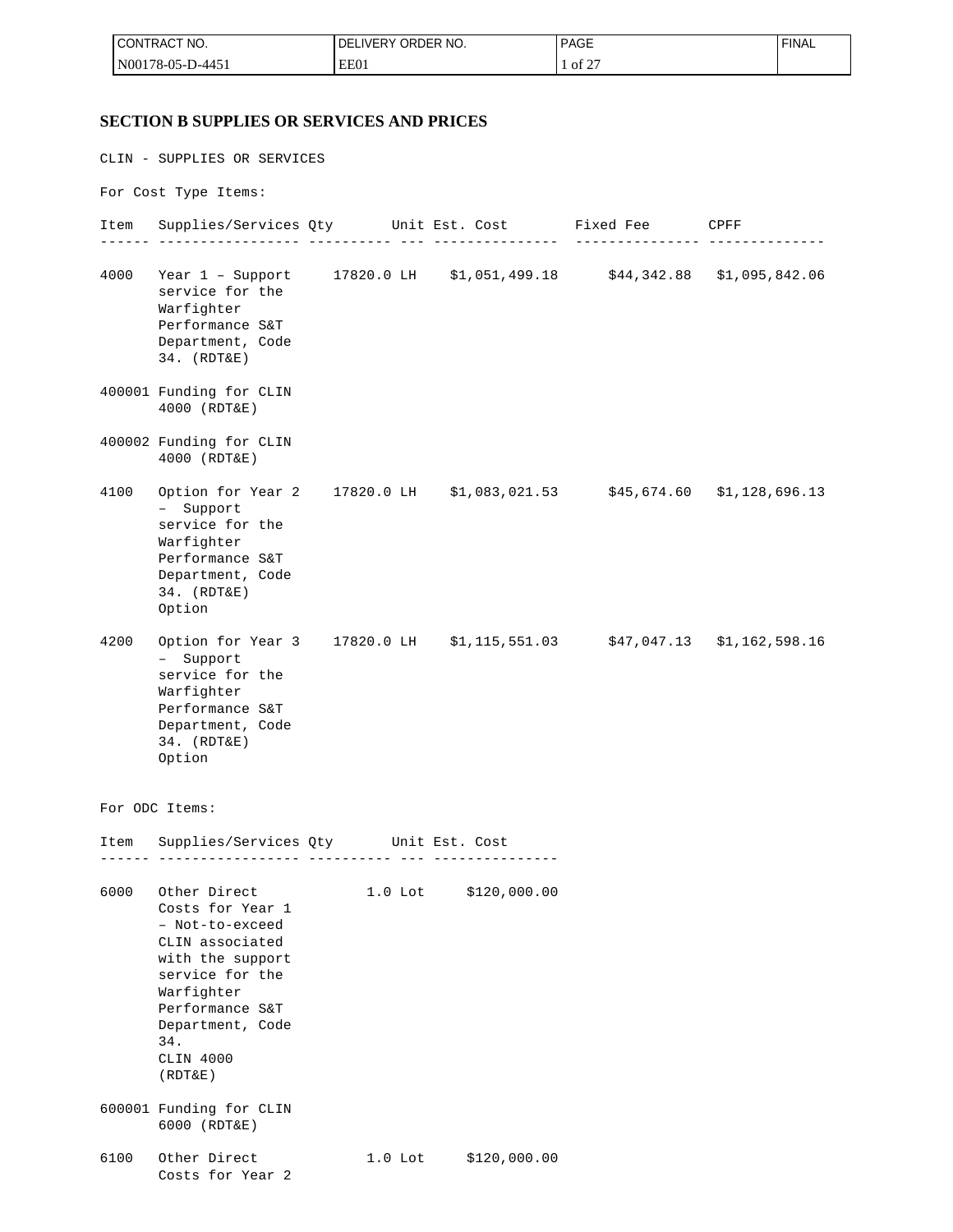## SECTION B SUPPLIES OR SERVICES AND PRICES

CLIN - SUPPLIES OR SERVICES

For Cost Type Items:

| Item | Supplies/Services | Qty | Unit | Est. Cost | Fixed Fee | CPFF |
|---|---|---|---|---|---|---|
| 4000 | Year 1 – Support service for the Warfighter Performance S&T Department, Code 34. (RDT&E) | 17820.0 | LH | $1,051,499.18 | $44,342.88 | $1,095,842.06 |
| 400001 | Funding for CLIN 4000 (RDT&E) | | | | | |
| 400002 | Funding for CLIN 4000 (RDT&E) | | | | | |
| 4100 | Option for Year 2 – Support service for the Warfighter Performance S&T Department, Code 34. (RDT&E) Option | 17820.0 | LH | $1,083,021.53 | $45,674.60 | $1,128,696.13 |
| 4200 | Option for Year 3 – Support service for the Warfighter Performance S&T Department, Code 34. (RDT&E) Option | 17820.0 | LH | $1,115,551.03 | $47,047.13 | $1,162,598.16 |

For ODC Items:

| Item | Supplies/Services | Qty | Unit | Est. Cost |
|---|---|---|---|---|
| 6000 | Other Direct Costs for Year 1 – Not-to-exceed CLIN associated with the support service for the Warfighter Performance S&T Department, Code 34. CLIN 4000 (RDT&E) | 1.0 | Lot | $120,000.00 |
| 600001 | Funding for CLIN 6000 (RDT&E) | | | |
| 6100 | Other Direct Costs for Year 2 | 1.0 | Lot | $120,000.00 |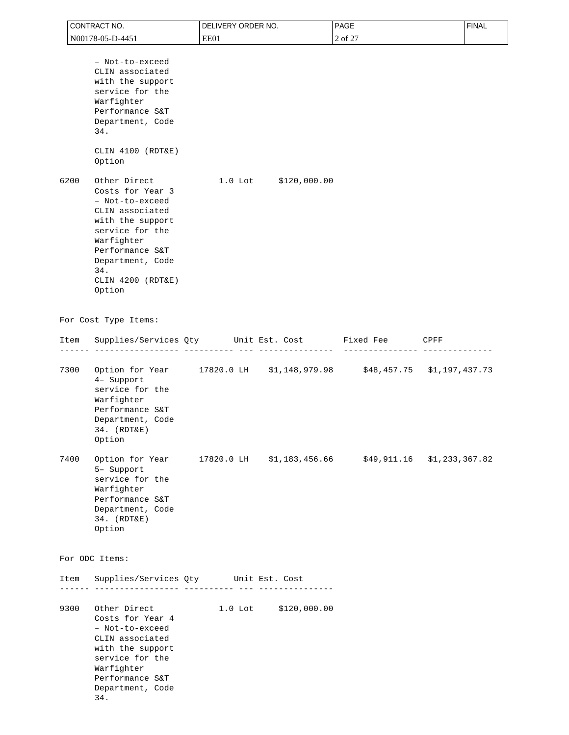– Not-to-exceed CLIN associated with the support service for the Warfighter Performance S&T Department, Code 34.

CLIN 4100 (RDT&E) Option

| Item | Supplies/Services | Qty | Unit | Est. Cost |
|---|---|---|---|---|
| 6200 | Other Direct Costs for Year 3 – Not-to-exceed CLIN associated with the support service for the Warfighter Performance S&T Department, Code 34. CLIN 4200 (RDT&E) Option | 1.0 | Lot | $120,000.00 |

For Cost Type Items:

| Item | Supplies/Services | Qty | Unit | Est. Cost | Fixed Fee | CPFF |
|---|---|---|---|---|---|---|
| 7300 | Option for Year 4– Support service for the Warfighter Performance S&T Department, Code 34. (RDT&E) Option | 17820.0 | LH | $1,148,979.98 | $48,457.75 | $1,197,437.73 |
| 7400 | Option for Year 5– Support service for the Warfighter Performance S&T Department, Code 34. (RDT&E) Option | 17820.0 | LH | $1,183,456.66 | $49,911.16 | $1,233,367.82 |

For ODC Items:

| Item | Supplies/Services | Qty | Unit | Est. Cost |
|---|---|---|---|---|
| 9300 | Other Direct Costs for Year 4 – Not-to-exceed CLIN associated with the support service for the Warfighter Performance S&T Department, Code 34. | 1.0 | Lot | $120,000.00 |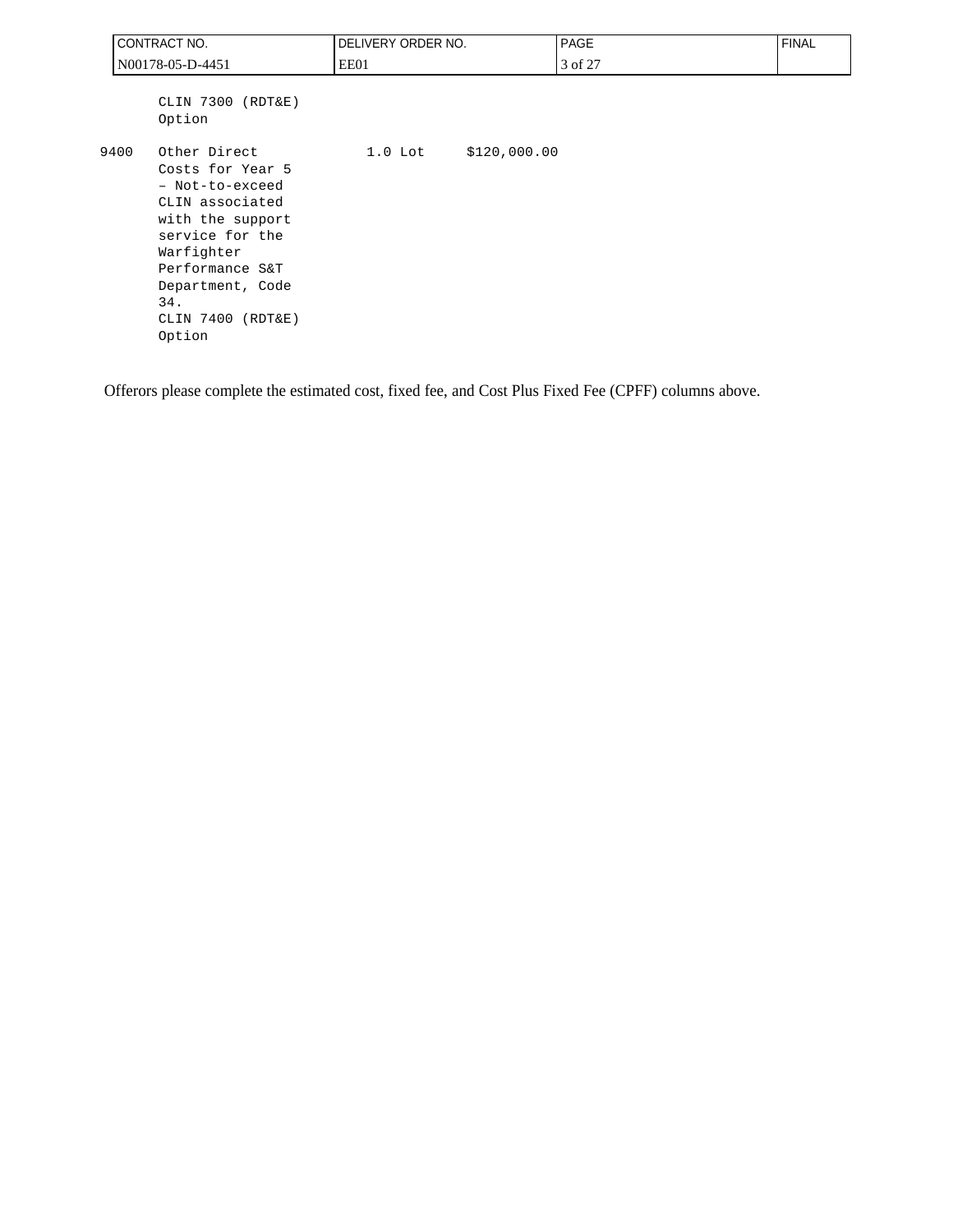|  |  |  |  |
|---|---|---|---|
|  | CLIN 7300 (RDT&E) Option |  |  |
| 9400 | Other Direct Costs for Year 5 – Not-to-exceed CLIN associated with the support service for the Warfighter Performance S&T Department, Code 34. CLIN 7400 (RDT&E) Option | 1.0 Lot | $120,000.00 |

Offerors please complete the estimated cost, fixed fee, and Cost Plus Fixed Fee (CPFF) columns above.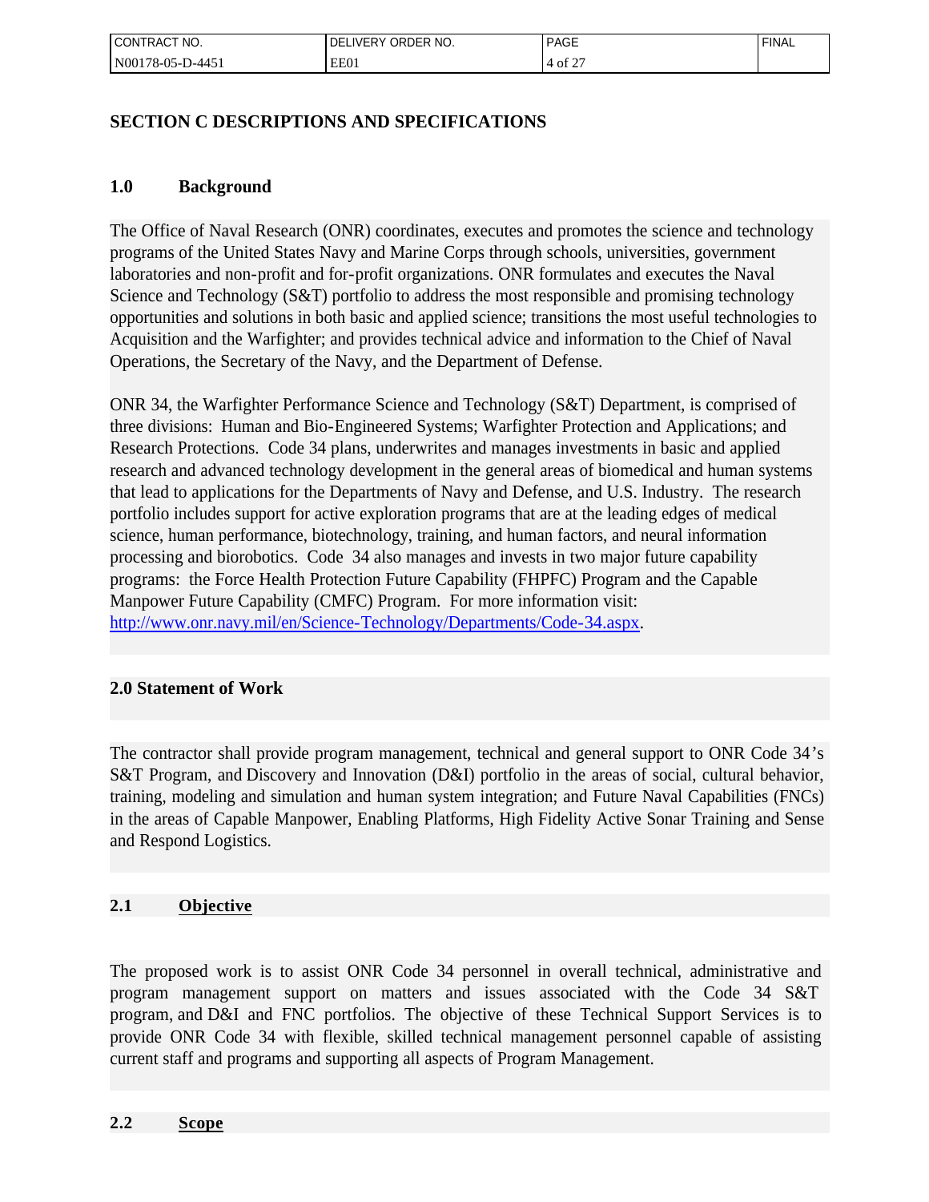## SECTION C DESCRIPTIONS AND SPECIFICATIONS

### 1.0 Background

The Office of Naval Research (ONR) coordinates, executes and promotes the science and technology programs of the United States Navy and Marine Corps through schools, universities, government laboratories and non-profit and for-profit organizations. ONR formulates and executes the Naval Science and Technology (S&T) portfolio to address the most responsible and promising technology opportunities and solutions in both basic and applied science; transitions the most useful technologies to Acquisition and the Warfighter; and provides technical advice and information to the Chief of Naval Operations, the Secretary of the Navy, and the Department of Defense.

ONR 34, the Warfighter Performance Science and Technology (S&T) Department, is comprised of three divisions: Human and Bio-Engineered Systems; Warfighter Protection and Applications; and Research Protections. Code 34 plans, underwrites and manages investments in basic and applied research and advanced technology development in the general areas of biomedical and human systems that lead to applications for the Departments of Navy and Defense, and U.S. Industry. The research portfolio includes support for active exploration programs that are at the leading edges of medical science, human performance, biotechnology, training, and human factors, and neural information processing and biorobotics. Code 34 also manages and invests in two major future capability programs: the Force Health Protection Future Capability (FHPFC) Program and the Capable Manpower Future Capability (CMFC) Program. For more information visit: [http://www.onr.navy.mil/en/Science-Technology/Departments/Code-34.aspx](http://www.onr.navy.mil/en/Science-Technology/Departments/Code-34.aspx).

### 2.0 Statement of Work

The contractor shall provide program management, technical and general support to ONR Code 34's S&T Program, and Discovery and Innovation (D&I) portfolio in the areas of social, cultural behavior, training, modeling and simulation and human system integration; and Future Naval Capabilities (FNCs) in the areas of Capable Manpower, Enabling Platforms, High Fidelity Active Sonar Training and Sense and Respond Logistics.

### 2.1 Objective

The proposed work is to assist ONR Code 34 personnel in overall technical, administrative and program management support on matters and issues associated with the Code 34 S&T program, and D&I and FNC portfolios. The objective of these Technical Support Services is to provide ONR Code 34 with flexible, skilled technical management personnel capable of assisting current staff and programs and supporting all aspects of Program Management.

### 2.2 Scope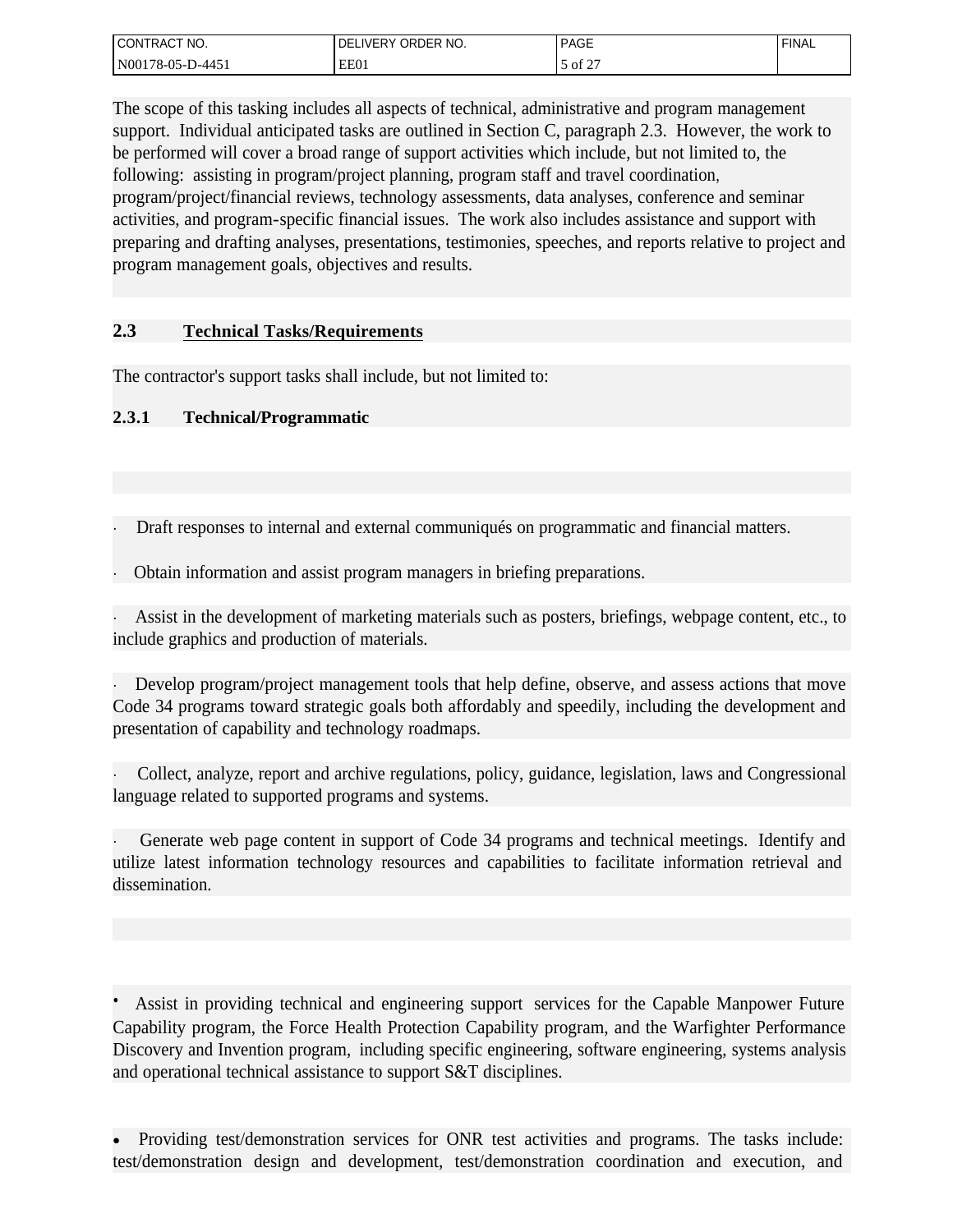The scope of this tasking includes all aspects of technical, administrative and program management support. Individual anticipated tasks are outlined in Section C, paragraph 2.3. However, the work to be performed will cover a broad range of support activities which include, but not limited to, the following: assisting in program/project planning, program staff and travel coordination, program/project/financial reviews, technology assessments, data analyses, conference and seminar activities, and program-specific financial issues. The work also includes assistance and support with preparing and drafting analyses, presentations, testimonies, speeches, and reports relative to project and program management goals, objectives and results.

## 2.3 Technical Tasks/Requirements

The contractor's support tasks shall include, but not limited to:

### 2.3.1 Technical/Programmatic

- Draft responses to internal and external communiqués on programmatic and financial matters.

- Obtain information and assist program managers in briefing preparations.

- Assist in the development of marketing materials such as posters, briefings, webpage content, etc., to include graphics and production of materials.

- Develop program/project management tools that help define, observe, and assess actions that move Code 34 programs toward strategic goals both affordably and speedily, including the development and presentation of capability and technology roadmaps.

- Collect, analyze, report and archive regulations, policy, guidance, legislation, laws and Congressional language related to supported programs and systems.

- Generate web page content in support of Code 34 programs and technical meetings. Identify and utilize latest information technology resources and capabilities to facilitate information retrieval and dissemination.

- Assist in providing technical and engineering support services for the Capable Manpower Future Capability program, the Force Health Protection Capability program, and the Warfighter Performance Discovery and Invention program, including specific engineering, software engineering, systems analysis and operational technical assistance to support S&T disciplines.

- Providing test/demonstration services for ONR test activities and programs. The tasks include: test/demonstration design and development, test/demonstration coordination and execution, and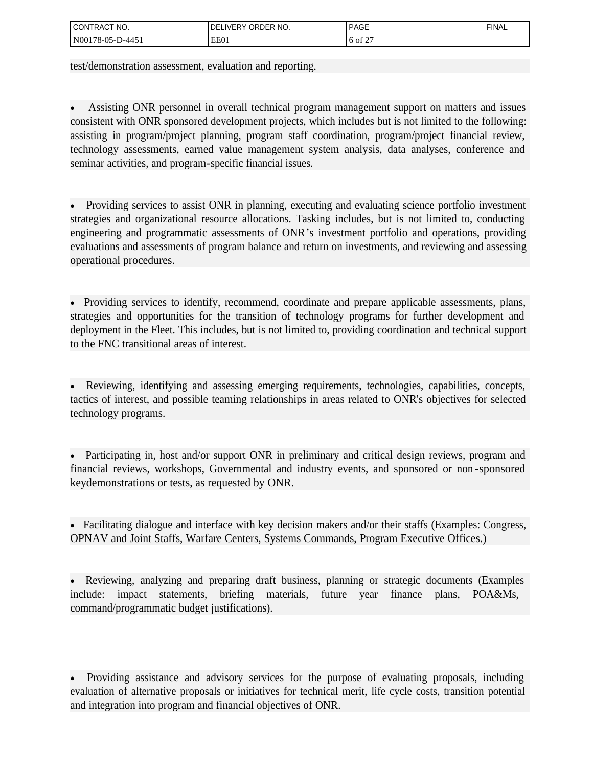test/demonstration assessment, evaluation and reporting.

- Assisting ONR personnel in overall technical program management support on matters and issues consistent with ONR sponsored development projects, which includes but is not limited to the following: assisting in program/project planning, program staff coordination, program/project financial review, technology assessments, earned value management system analysis, data analyses, conference and seminar activities, and program-specific financial issues.

- Providing services to assist ONR in planning, executing and evaluating science portfolio investment strategies and organizational resource allocations. Tasking includes, but is not limited to, conducting engineering and programmatic assessments of ONR's investment portfolio and operations, providing evaluations and assessments of program balance and return on investments, and reviewing and assessing operational procedures.

- Providing services to identify, recommend, coordinate and prepare applicable assessments, plans, strategies and opportunities for the transition of technology programs for further development and deployment in the Fleet. This includes, but is not limited to, providing coordination and technical support to the FNC transitional areas of interest.

- Reviewing, identifying and assessing emerging requirements, technologies, capabilities, concepts, tactics of interest, and possible teaming relationships in areas related to ONR's objectives for selected technology programs.

- Participating in, host and/or support ONR in preliminary and critical design reviews, program and financial reviews, workshops, Governmental and industry events, and sponsored or non-sponsored keydemonstrations or tests, as requested by ONR.

- Facilitating dialogue and interface with key decision makers and/or their staffs (Examples: Congress, OPNAV and Joint Staffs, Warfare Centers, Systems Commands, Program Executive Offices.)

- Reviewing, analyzing and preparing draft business, planning or strategic documents (Examples include: impact statements, briefing materials, future year finance plans, POA&Ms, command/programmatic budget justifications).

- Providing assistance and advisory services for the purpose of evaluating proposals, including evaluation of alternative proposals or initiatives for technical merit, life cycle costs, transition potential and integration into program and financial objectives of ONR.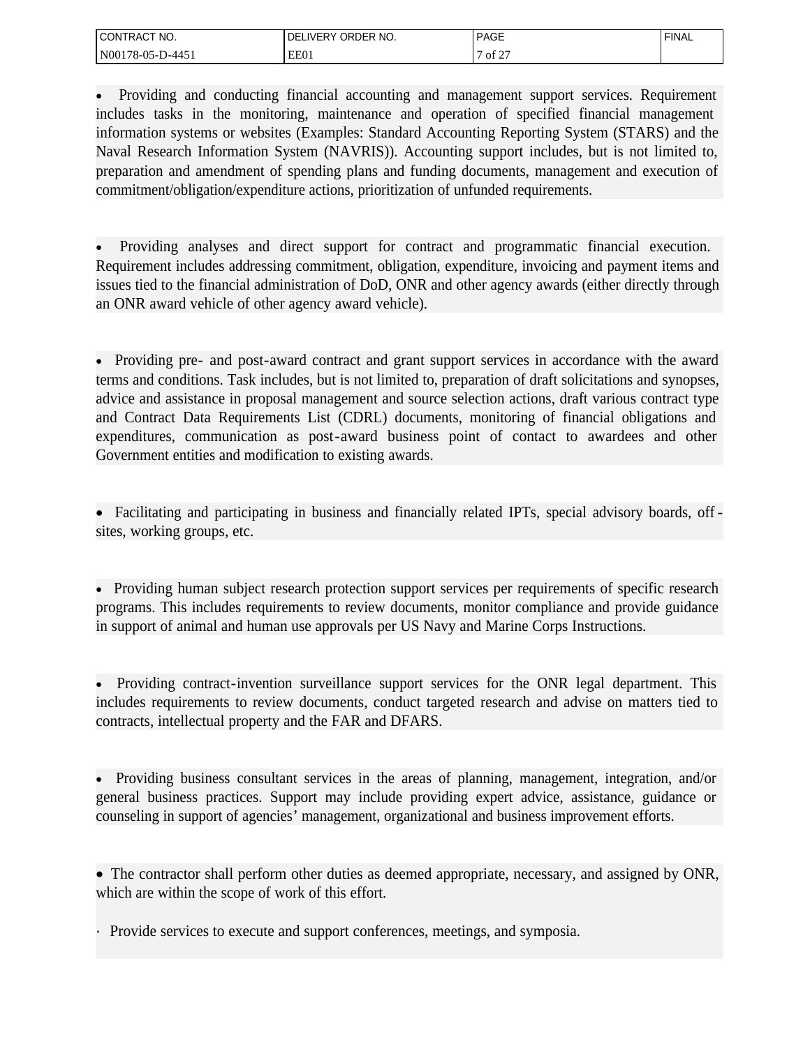- Providing and conducting financial accounting and management support services. Requirement includes tasks in the monitoring, maintenance and operation of specified financial management information systems or websites (Examples: Standard Accounting Reporting System (STARS) and the Naval Research Information System (NAVRIS)). Accounting support includes, but is not limited to, preparation and amendment of spending plans and funding documents, management and execution of commitment/obligation/expenditure actions, prioritization of unfunded requirements.

- Providing analyses and direct support for contract and programmatic financial execution. Requirement includes addressing commitment, obligation, expenditure, invoicing and payment items and issues tied to the financial administration of DoD, ONR and other agency awards (either directly through an ONR award vehicle of other agency award vehicle).

- Providing pre- and post-award contract and grant support services in accordance with the award terms and conditions. Task includes, but is not limited to, preparation of draft solicitations and synopses, advice and assistance in proposal management and source selection actions, draft various contract type and Contract Data Requirements List (CDRL) documents, monitoring of financial obligations and expenditures, communication as post-award business point of contact to awardees and other Government entities and modification to existing awards.

- Facilitating and participating in business and financially related IPTs, special advisory boards, off-sites, working groups, etc.

- Providing human subject research protection support services per requirements of specific research programs. This includes requirements to review documents, monitor compliance and provide guidance in support of animal and human use approvals per US Navy and Marine Corps Instructions.

- Providing contract-invention surveillance support services for the ONR legal department. This includes requirements to review documents, conduct targeted research and advise on matters tied to contracts, intellectual property and the FAR and DFARS.

- Providing business consultant services in the areas of planning, management, integration, and/or general business practices. Support may include providing expert advice, assistance, guidance or counseling in support of agencies' management, organizational and business improvement efforts.

- The contractor shall perform other duties as deemed appropriate, necessary, and assigned by ONR, which are within the scope of work of this effort.

- Provide services to execute and support conferences, meetings, and symposia.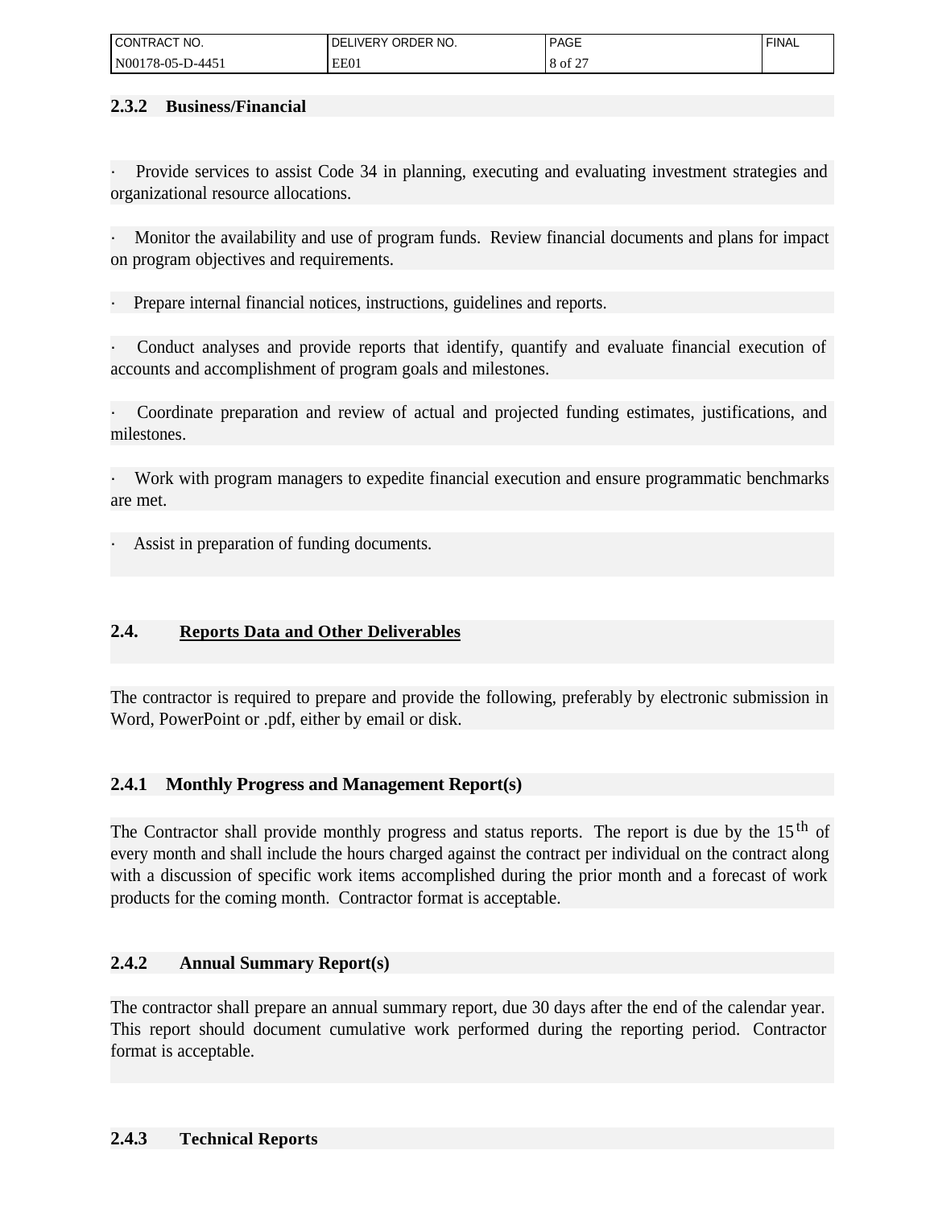### 2.3.2 Business/Financial

- Provide services to assist Code 34 in planning, executing and evaluating investment strategies and organizational resource allocations.

- Monitor the availability and use of program funds. Review financial documents and plans for impact on program objectives and requirements.

- Prepare internal financial notices, instructions, guidelines and reports.

- Conduct analyses and provide reports that identify, quantify and evaluate financial execution of accounts and accomplishment of program goals and milestones.

- Coordinate preparation and review of actual and projected funding estimates, justifications, and milestones.

- Work with program managers to expedite financial execution and ensure programmatic benchmarks are met.

- Assist in preparation of funding documents.

## 2.4. <u>Reports Data and Other Deliverables</u>

The contractor is required to prepare and provide the following, preferably by electronic submission in Word, PowerPoint or .pdf, either by email or disk.

### 2.4.1 Monthly Progress and Management Report(s)

The Contractor shall provide monthly progress and status reports. The report is due by the 15th of every month and shall include the hours charged against the contract per individual on the contract along with a discussion of specific work items accomplished during the prior month and a forecast of work products for the coming month. Contractor format is acceptable.

### 2.4.2 Annual Summary Report(s)

The contractor shall prepare an annual summary report, due 30 days after the end of the calendar year. This report should document cumulative work performed during the reporting period. Contractor format is acceptable.

### 2.4.3 Technical Reports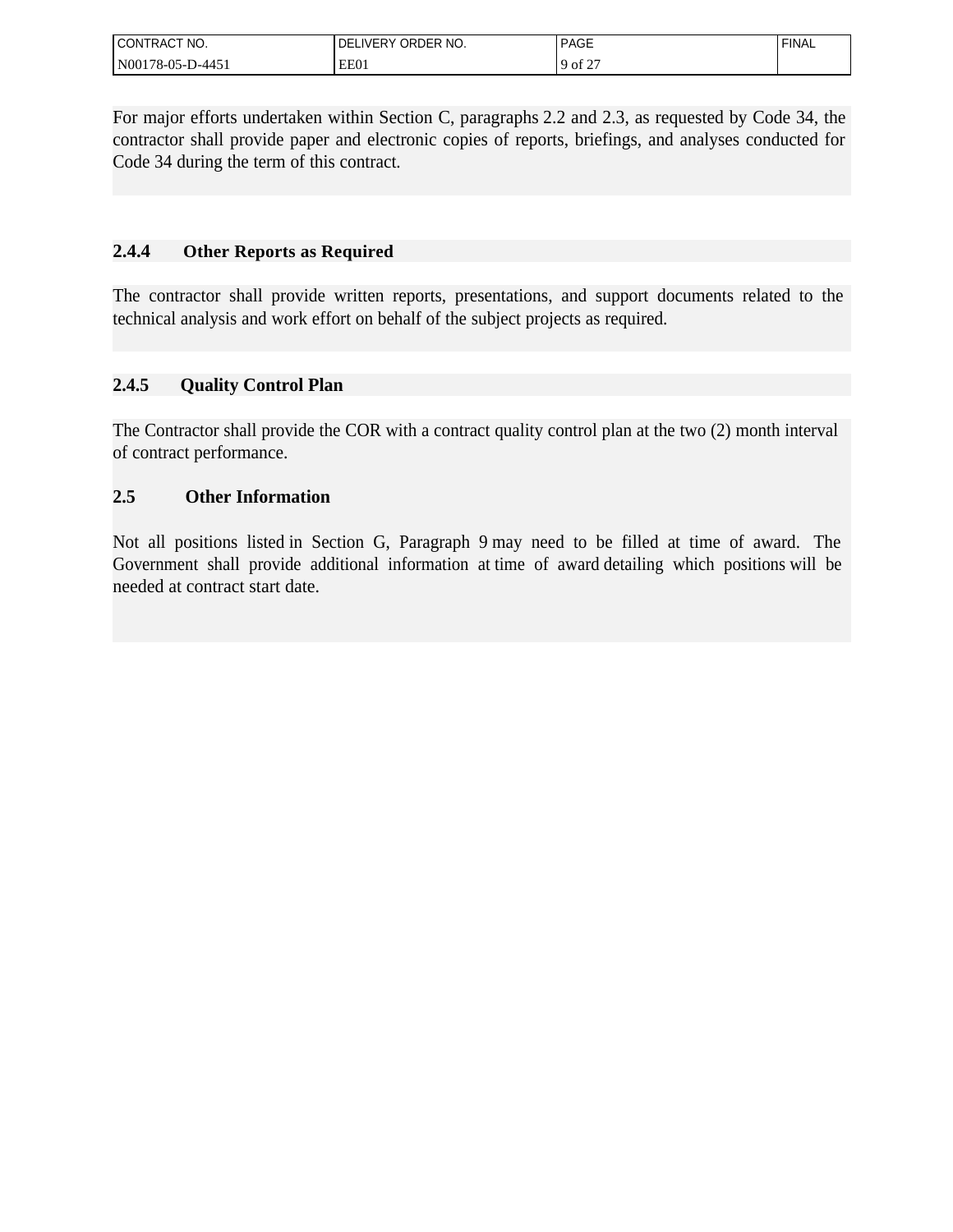For major efforts undertaken within Section C, paragraphs 2.2 and 2.3, as requested by Code 34, the contractor shall provide paper and electronic copies of reports, briefings, and analyses conducted for Code 34 during the term of this contract.

### 2.4.4 Other Reports as Required

The contractor shall provide written reports, presentations, and support documents related to the technical analysis and work effort on behalf of the subject projects as required.

### 2.4.5 Quality Control Plan

The Contractor shall provide the COR with a contract quality control plan at the two (2) month interval of contract performance.

## 2.5 Other Information

Not all positions listed in Section G, Paragraph 9 may need to be filled at time of award. The Government shall provide additional information at time of award detailing which positions will be needed at contract start date.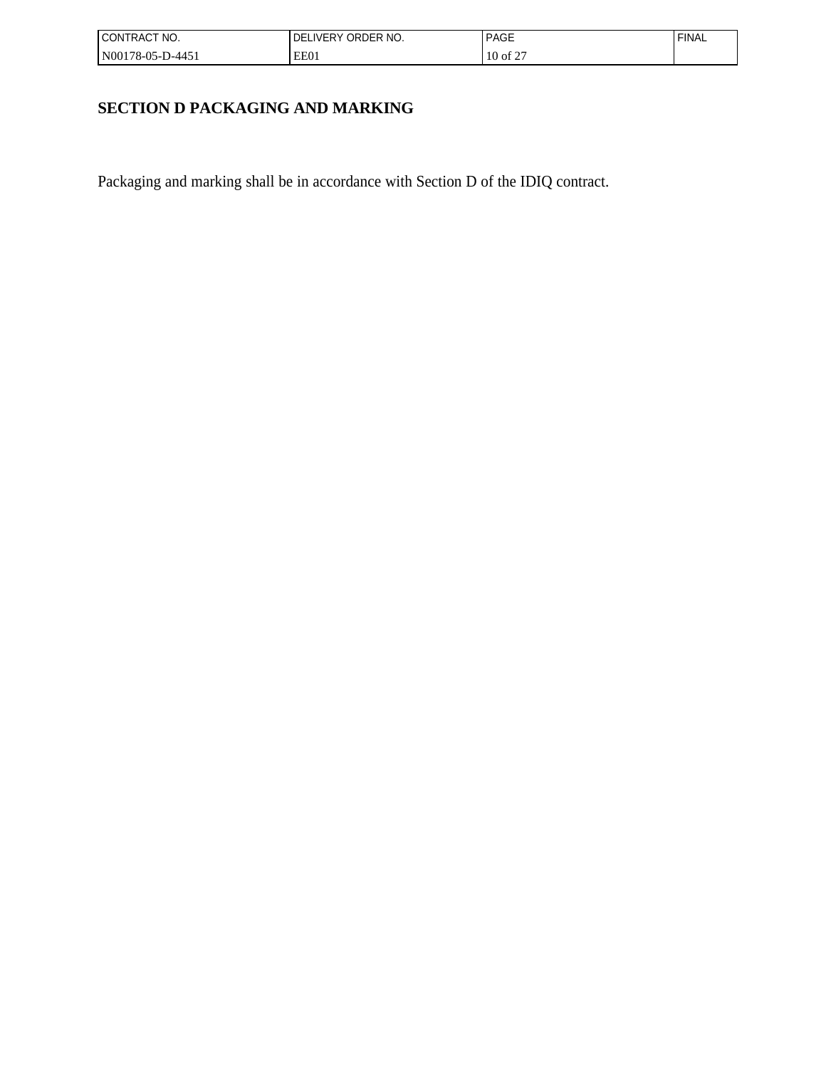## SECTION D PACKAGING AND MARKING

Packaging and marking shall be in accordance with Section D of the IDIQ contract.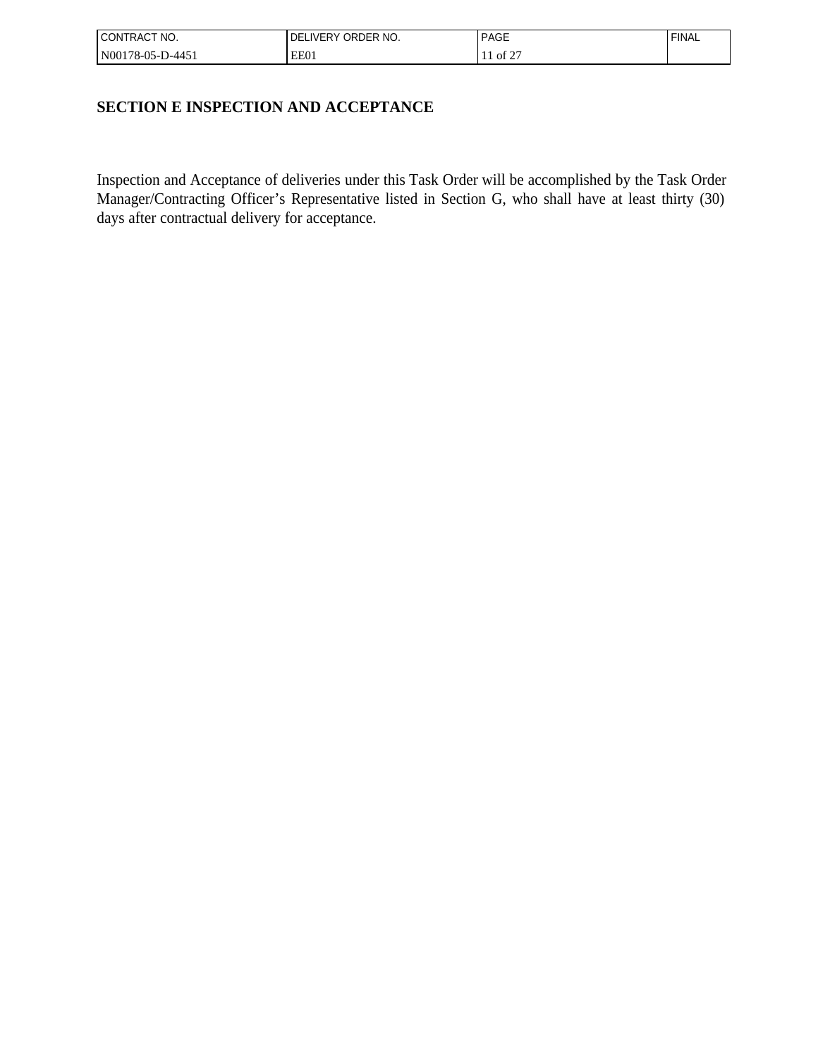# SECTION E INSPECTION AND ACCEPTANCE

Inspection and Acceptance of deliveries under this Task Order will be accomplished by the Task Order Manager/Contracting Officer's Representative listed in Section G, who shall have at least thirty (30) days after contractual delivery for acceptance.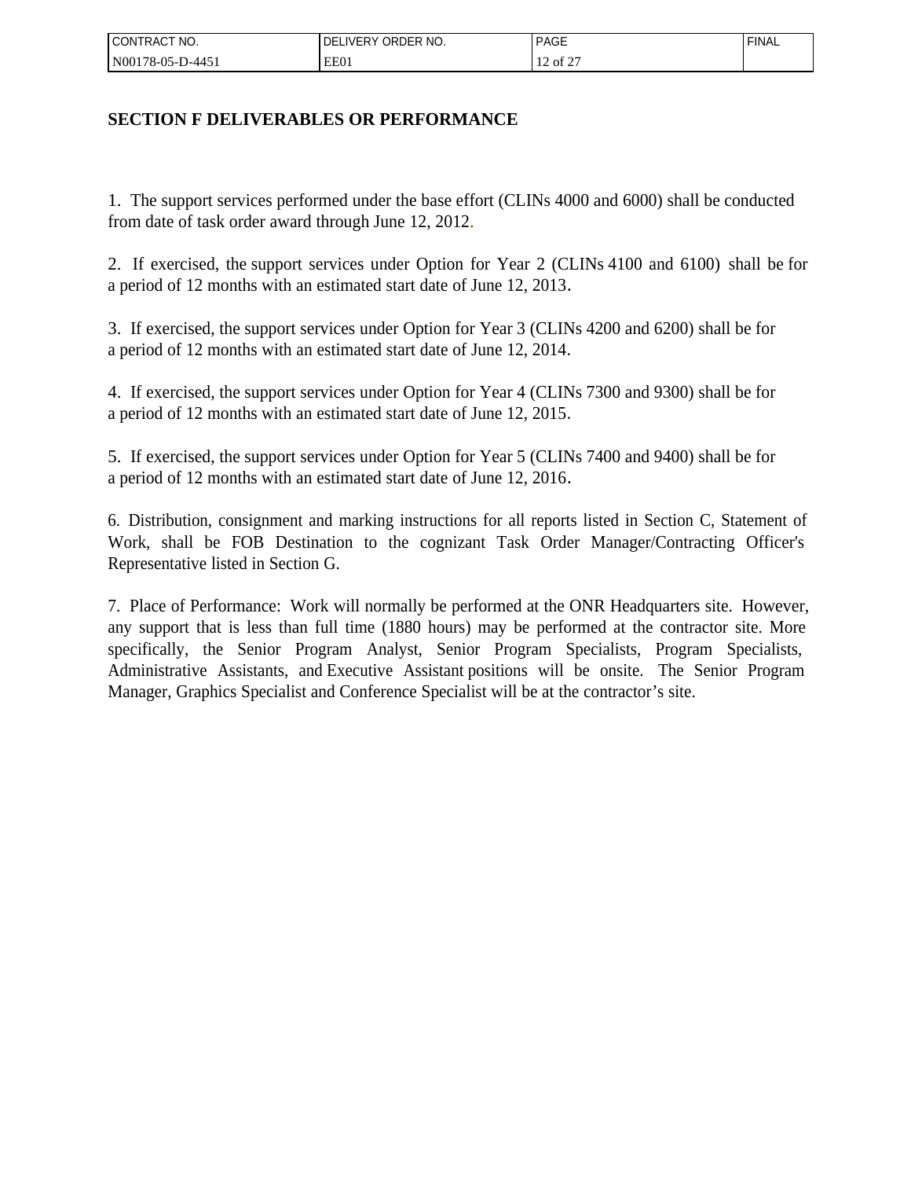## SECTION F DELIVERABLES OR PERFORMANCE

1. The support services performed under the base effort (CLINs 4000 and 6000) shall be conducted from date of task order award through June 12, 2012.

2. If exercised, the support services under Option for Year 2 (CLINs 4100 and 6100) shall be for a period of 12 months with an estimated start date of June 12, 2013.

3. If exercised, the support services under Option for Year 3 (CLINs 4200 and 6200) shall be for a period of 12 months with an estimated start date of June 12, 2014.

4. If exercised, the support services under Option for Year 4 (CLINs 7300 and 9300) shall be for a period of 12 months with an estimated start date of June 12, 2015.

5. If exercised, the support services under Option for Year 5 (CLINs 7400 and 9400) shall be for a period of 12 months with an estimated start date of June 12, 2016.

6. Distribution, consignment and marking instructions for all reports listed in Section C, Statement of Work, shall be FOB Destination to the cognizant Task Order Manager/Contracting Officer's Representative listed in Section G.

7. Place of Performance: Work will normally be performed at the ONR Headquarters site. However, any support that is less than full time (1880 hours) may be performed at the contractor site. More specifically, the Senior Program Analyst, Senior Program Specialists, Program Specialists, Administrative Assistants, and Executive Assistant positions will be onsite. The Senior Program Manager, Graphics Specialist and Conference Specialist will be at the contractor's site.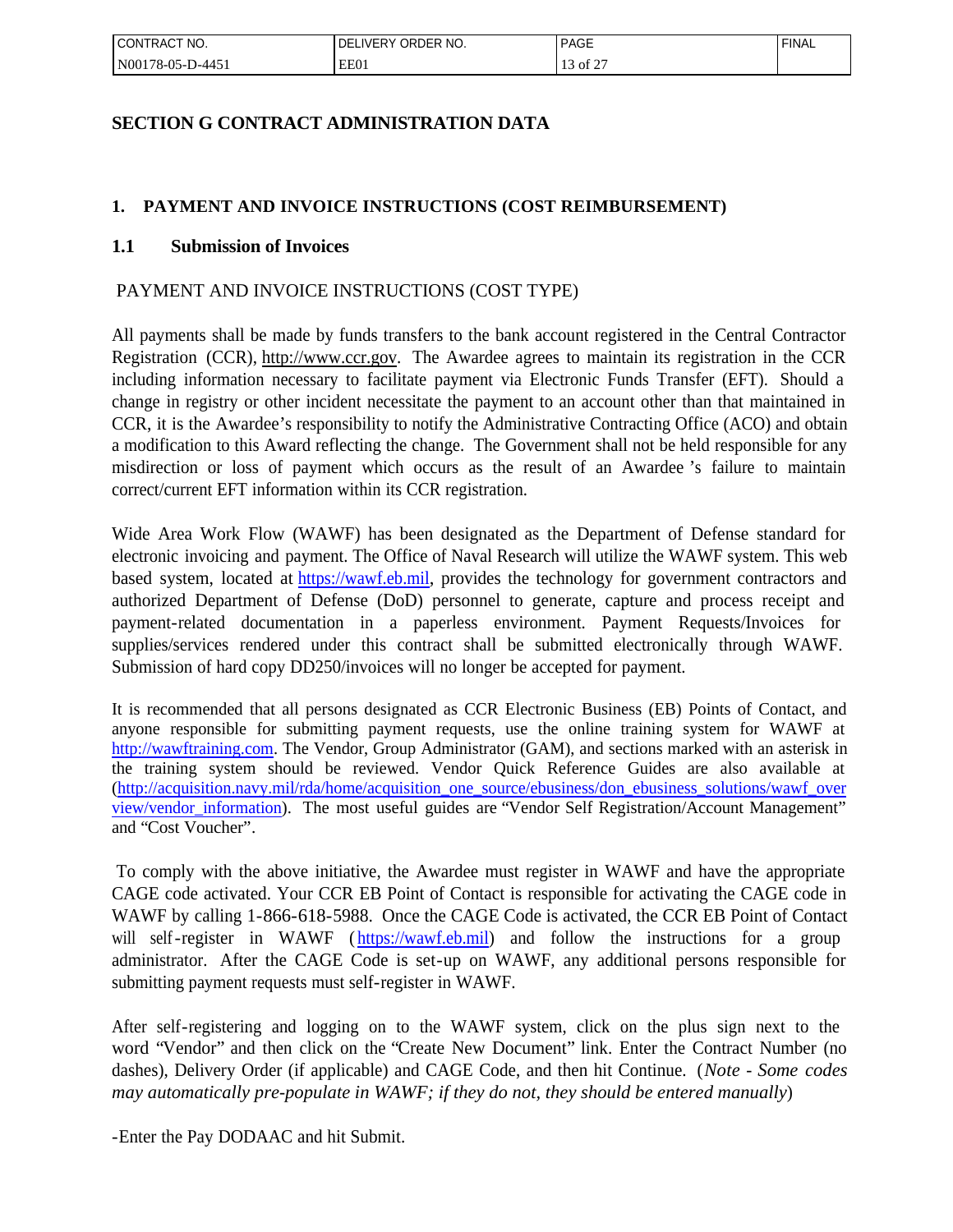# SECTION G CONTRACT ADMINISTRATION DATA

## 1. PAYMENT AND INVOICE INSTRUCTIONS (COST REIMBURSEMENT)

### 1.1 Submission of Invoices

PAYMENT AND INVOICE INSTRUCTIONS (COST TYPE)

All payments shall be made by funds transfers to the bank account registered in the Central Contractor Registration (CCR), http://www.ccr.gov. The Awardee agrees to maintain its registration in the CCR including information necessary to facilitate payment via Electronic Funds Transfer (EFT). Should a change in registry or other incident necessitate the payment to an account other than that maintained in CCR, it is the Awardee's responsibility to notify the Administrative Contracting Office (ACO) and obtain a modification to this Award reflecting the change. The Government shall not be held responsible for any misdirection or loss of payment which occurs as the result of an Awardee 's failure to maintain correct/current EFT information within its CCR registration.

Wide Area Work Flow (WAWF) has been designated as the Department of Defense standard for electronic invoicing and payment. The Office of Naval Research will utilize the WAWF system. This web based system, located at https://wawf.eb.mil, provides the technology for government contractors and authorized Department of Defense (DoD) personnel to generate, capture and process receipt and payment-related documentation in a paperless environment. Payment Requests/Invoices for supplies/services rendered under this contract shall be submitted electronically through WAWF. Submission of hard copy DD250/invoices will no longer be accepted for payment.

It is recommended that all persons designated as CCR Electronic Business (EB) Points of Contact, and anyone responsible for submitting payment requests, use the online training system for WAWF at http://wawftraining.com. The Vendor, Group Administrator (GAM), and sections marked with an asterisk in the training system should be reviewed. Vendor Quick Reference Guides are also available at (http://acquisition.navy.mil/rda/home/acquisition_one_source/ebusiness/don_ebusiness_solutions/wawf_overview/vendor_information). The most useful guides are "Vendor Self Registration/Account Management" and "Cost Voucher".

To comply with the above initiative, the Awardee must register in WAWF and have the appropriate CAGE code activated. Your CCR EB Point of Contact is responsible for activating the CAGE code in WAWF by calling 1-866-618-5988. Once the CAGE Code is activated, the CCR EB Point of Contact will self-register in WAWF (https://wawf.eb.mil) and follow the instructions for a group administrator. After the CAGE Code is set-up on WAWF, any additional persons responsible for submitting payment requests must self-register in WAWF.

After self-registering and logging on to the WAWF system, click on the plus sign next to the word "Vendor" and then click on the "Create New Document" link. Enter the Contract Number (no dashes), Delivery Order (if applicable) and CAGE Code, and then hit Continue. (*Note - Some codes may automatically pre-populate in WAWF; if they do not, they should be entered manually*)

-Enter the Pay DODAAC and hit Submit.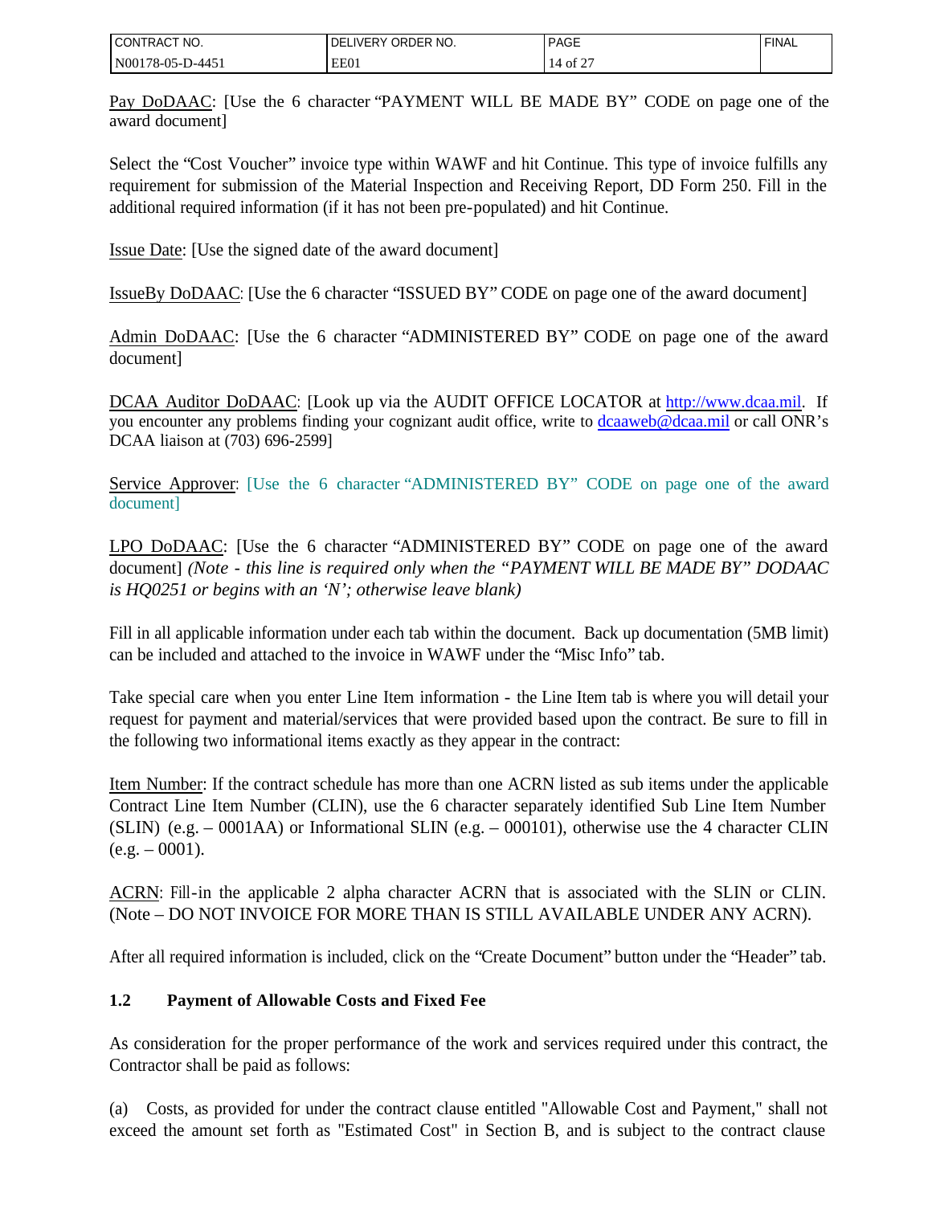Pay DoDAAC: [Use the 6 character "PAYMENT WILL BE MADE BY" CODE on page one of the award document]

Select the "Cost Voucher" invoice type within WAWF and hit Continue. This type of invoice fulfills any requirement for submission of the Material Inspection and Receiving Report, DD Form 250. Fill in the additional required information (if it has not been pre-populated) and hit Continue.

Issue Date: [Use the signed date of the award document]

IssueBy DoDAAC: [Use the 6 character "ISSUED BY" CODE on page one of the award document]

Admin DoDAAC: [Use the 6 character "ADMINISTERED BY" CODE on page one of the award document]

DCAA Auditor DoDAAC: [Look up via the AUDIT OFFICE LOCATOR at http://www.dcaa.mil. If you encounter any problems finding your cognizant audit office, write to dcaaweb@dcaa.mil or call ONR's DCAA liaison at (703) 696-2599]

Service Approver: [Use the 6 character "ADMINISTERED BY" CODE on page one of the award document]

LPO DoDAAC: [Use the 6 character "ADMINISTERED BY" CODE on page one of the award document] *(Note - this line is required only when the "PAYMENT WILL BE MADE BY" DODAAC is HQ0251 or begins with an 'N'; otherwise leave blank)*

Fill in all applicable information under each tab within the document. Back up documentation (5MB limit) can be included and attached to the invoice in WAWF under the "Misc Info" tab.

Take special care when you enter Line Item information - the Line Item tab is where you will detail your request for payment and material/services that were provided based upon the contract. Be sure to fill in the following two informational items exactly as they appear in the contract:

Item Number: If the contract schedule has more than one ACRN listed as sub items under the applicable Contract Line Item Number (CLIN), use the 6 character separately identified Sub Line Item Number (SLIN) (e.g. – 0001AA) or Informational SLIN (e.g. – 000101), otherwise use the 4 character CLIN (e.g. – 0001).

ACRN: Fill-in the applicable 2 alpha character ACRN that is associated with the SLIN or CLIN. (Note – DO NOT INVOICE FOR MORE THAN IS STILL AVAILABLE UNDER ANY ACRN).

After all required information is included, click on the "Create Document" button under the "Header" tab.

### 1.2 Payment of Allowable Costs and Fixed Fee

As consideration for the proper performance of the work and services required under this contract, the Contractor shall be paid as follows:

(a) Costs, as provided for under the contract clause entitled "Allowable Cost and Payment," shall not exceed the amount set forth as "Estimated Cost" in Section B, and is subject to the contract clause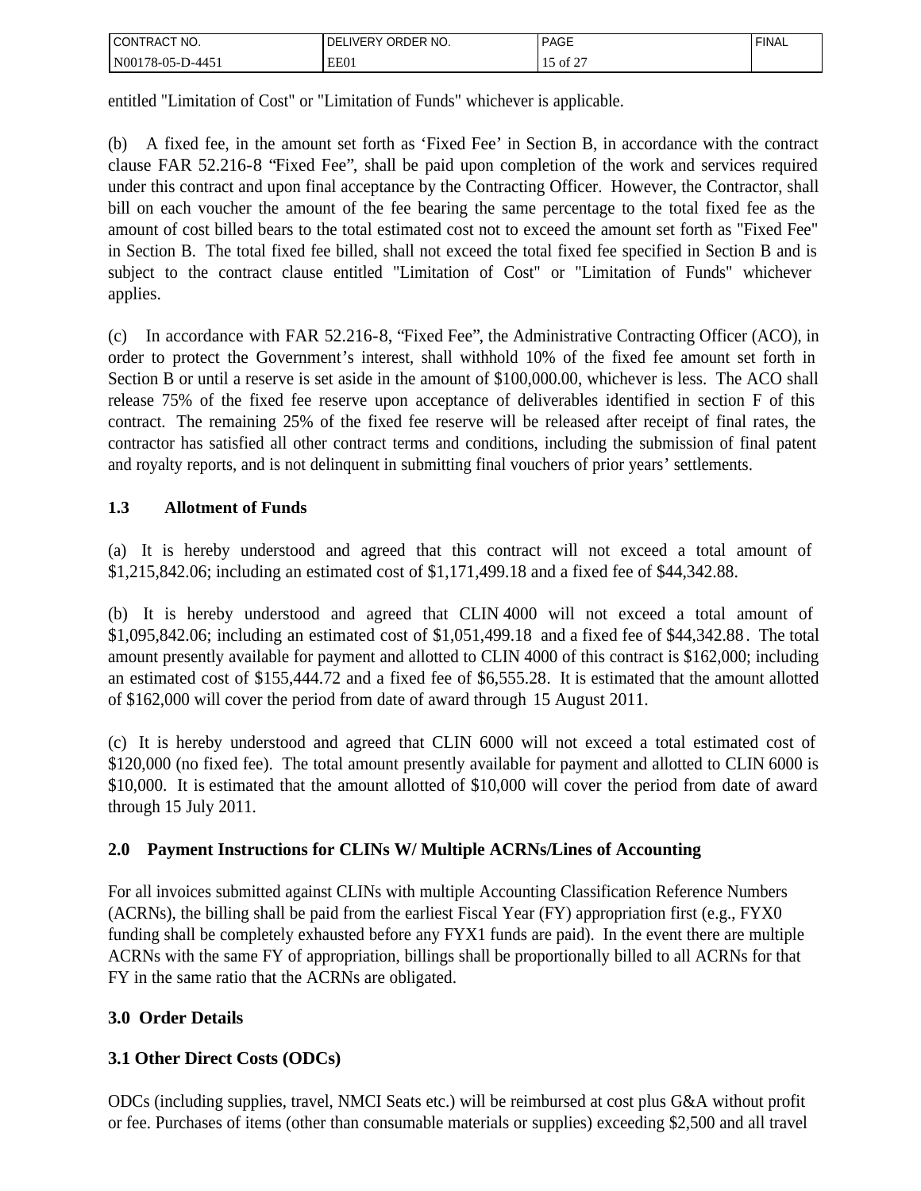entitled "Limitation of Cost" or "Limitation of Funds" whichever is applicable.

(b) A fixed fee, in the amount set forth as 'Fixed Fee' in Section B, in accordance with the contract clause FAR 52.216-8 "Fixed Fee", shall be paid upon completion of the work and services required under this contract and upon final acceptance by the Contracting Officer. However, the Contractor, shall bill on each voucher the amount of the fee bearing the same percentage to the total fixed fee as the amount of cost billed bears to the total estimated cost not to exceed the amount set forth as "Fixed Fee" in Section B. The total fixed fee billed, shall not exceed the total fixed fee specified in Section B and is subject to the contract clause entitled "Limitation of Cost" or "Limitation of Funds" whichever applies.

(c) In accordance with FAR 52.216-8, "Fixed Fee", the Administrative Contracting Officer (ACO), in order to protect the Government's interest, shall withhold 10% of the fixed fee amount set forth in Section B or until a reserve is set aside in the amount of $100,000.00, whichever is less. The ACO shall release 75% of the fixed fee reserve upon acceptance of deliverables identified in section F of this contract. The remaining 25% of the fixed fee reserve will be released after receipt of final rates, the contractor has satisfied all other contract terms and conditions, including the submission of final patent and royalty reports, and is not delinquent in submitting final vouchers of prior years' settlements.

## 1.3 Allotment of Funds

(a) It is hereby understood and agreed that this contract will not exceed a total amount of $1,215,842.06; including an estimated cost of $1,171,499.18 and a fixed fee of $44,342.88.

(b) It is hereby understood and agreed that CLIN 4000 will not exceed a total amount of $1,095,842.06; including an estimated cost of $1,051,499.18 and a fixed fee of $44,342.88. The total amount presently available for payment and allotted to CLIN 4000 of this contract is $162,000; including an estimated cost of $155,444.72 and a fixed fee of $6,555.28. It is estimated that the amount allotted of $162,000 will cover the period from date of award through 15 August 2011.

(c) It is hereby understood and agreed that CLIN 6000 will not exceed a total estimated cost of $120,000 (no fixed fee). The total amount presently available for payment and allotted to CLIN 6000 is $10,000. It is estimated that the amount allotted of $10,000 will cover the period from date of award through 15 July 2011.

## 2.0 Payment Instructions for CLINs W/ Multiple ACRNs/Lines of Accounting

For all invoices submitted against CLINs with multiple Accounting Classification Reference Numbers (ACRNs), the billing shall be paid from the earliest Fiscal Year (FY) appropriation first (e.g., FYX0 funding shall be completely exhausted before any FYX1 funds are paid). In the event there are multiple ACRNs with the same FY of appropriation, billings shall be proportionally billed to all ACRNs for that FY in the same ratio that the ACRNs are obligated.

## 3.0 Order Details

## 3.1 Other Direct Costs (ODCs)

ODCs (including supplies, travel, NMCI Seats etc.) will be reimbursed at cost plus G&A without profit or fee. Purchases of items (other than consumable materials or supplies) exceeding $2,500 and all travel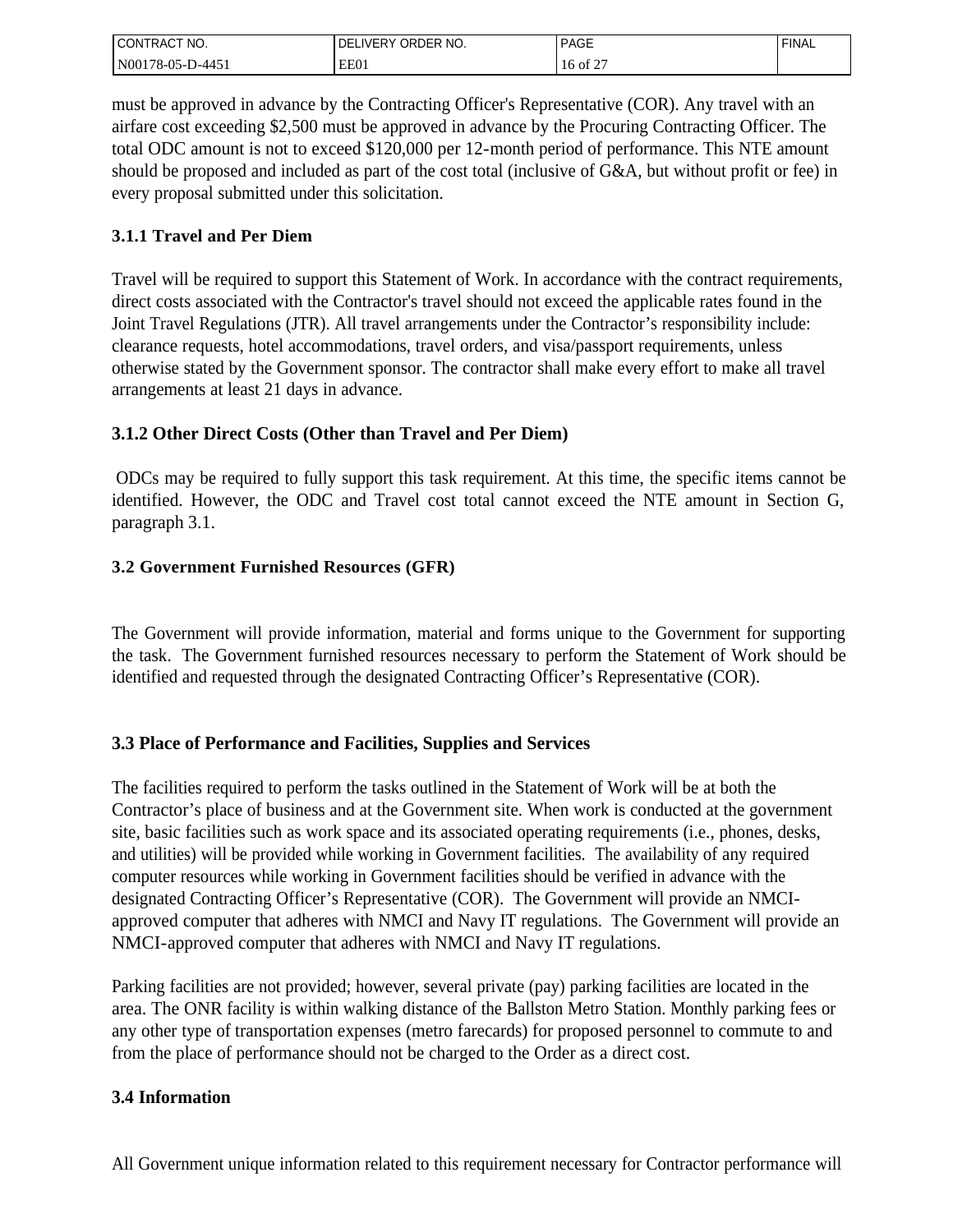must be approved in advance by the Contracting Officer's Representative (COR). Any travel with an airfare cost exceeding $2,500 must be approved in advance by the Procuring Contracting Officer. The total ODC amount is not to exceed $120,000 per 12-month period of performance. This NTE amount should be proposed and included as part of the cost total (inclusive of G&A, but without profit or fee) in every proposal submitted under this solicitation.

### 3.1.1 Travel and Per Diem

Travel will be required to support this Statement of Work. In accordance with the contract requirements, direct costs associated with the Contractor's travel should not exceed the applicable rates found in the Joint Travel Regulations (JTR). All travel arrangements under the Contractor's responsibility include: clearance requests, hotel accommodations, travel orders, and visa/passport requirements, unless otherwise stated by the Government sponsor. The contractor shall make every effort to make all travel arrangements at least 21 days in advance.

### 3.1.2 Other Direct Costs (Other than Travel and Per Diem)

ODCs may be required to fully support this task requirement. At this time, the specific items cannot be identified. However, the ODC and Travel cost total cannot exceed the NTE amount in Section G, paragraph 3.1.

### 3.2 Government Furnished Resources (GFR)

The Government will provide information, material and forms unique to the Government for supporting the task. The Government furnished resources necessary to perform the Statement of Work should be identified and requested through the designated Contracting Officer's Representative (COR).

### 3.3 Place of Performance and Facilities, Supplies and Services

The facilities required to perform the tasks outlined in the Statement of Work will be at both the Contractor's place of business and at the Government site. When work is conducted at the government site, basic facilities such as work space and its associated operating requirements (i.e., phones, desks, and utilities) will be provided while working in Government facilities. The availability of any required computer resources while working in Government facilities should be verified in advance with the designated Contracting Officer's Representative (COR). The Government will provide an NMCI-approved computer that adheres with NMCI and Navy IT regulations. The Government will provide an NMCI-approved computer that adheres with NMCI and Navy IT regulations.

Parking facilities are not provided; however, several private (pay) parking facilities are located in the area. The ONR facility is within walking distance of the Ballston Metro Station. Monthly parking fees or any other type of transportation expenses (metro farecards) for proposed personnel to commute to and from the place of performance should not be charged to the Order as a direct cost.

### 3.4 Information

All Government unique information related to this requirement necessary for Contractor performance will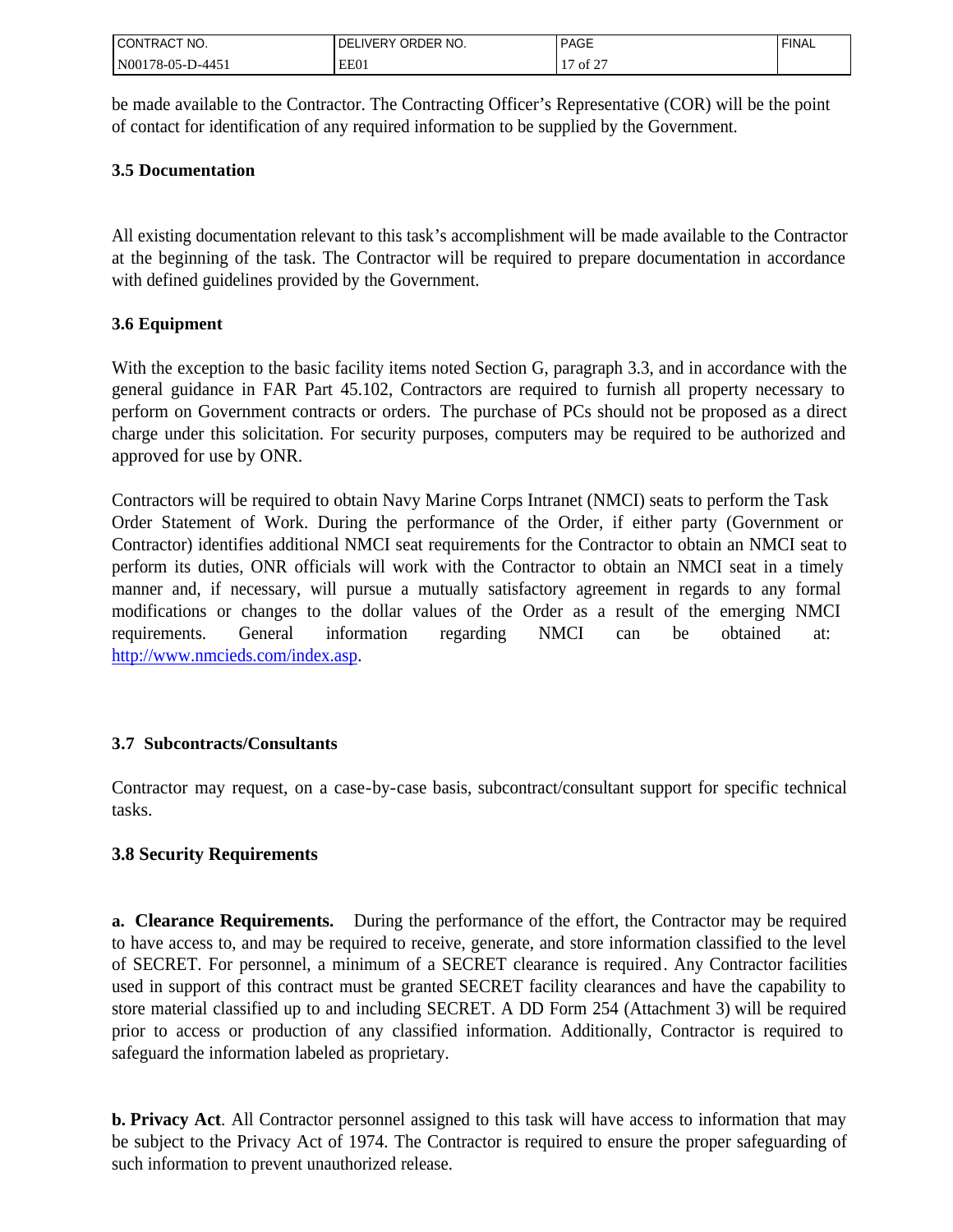be made available to the Contractor. The Contracting Officer's Representative (COR) will be the point of contact for identification of any required information to be supplied by the Government.

### 3.5 Documentation

All existing documentation relevant to this task's accomplishment will be made available to the Contractor at the beginning of the task. The Contractor will be required to prepare documentation in accordance with defined guidelines provided by the Government.

### 3.6 Equipment

With the exception to the basic facility items noted Section G, paragraph 3.3, and in accordance with the general guidance in FAR Part 45.102, Contractors are required to furnish all property necessary to perform on Government contracts or orders. The purchase of PCs should not be proposed as a direct charge under this solicitation. For security purposes, computers may be required to be authorized and approved for use by ONR.

Contractors will be required to obtain Navy Marine Corps Intranet (NMCI) seats to perform the Task Order Statement of Work. During the performance of the Order, if either party (Government or Contractor) identifies additional NMCI seat requirements for the Contractor to obtain an NMCI seat to perform its duties, ONR officials will work with the Contractor to obtain an NMCI seat in a timely manner and, if necessary, will pursue a mutually satisfactory agreement in regards to any formal modifications or changes to the dollar values of the Order as a result of the emerging NMCI requirements. General information regarding NMCI can be obtained at: http://www.nmcieds.com/index.asp.

### 3.7 Subcontracts/Consultants

Contractor may request, on a case-by-case basis, subcontract/consultant support for specific technical tasks.

### 3.8 Security Requirements

**a. Clearance Requirements.** During the performance of the effort, the Contractor may be required to have access to, and may be required to receive, generate, and store information classified to the level of SECRET. For personnel, a minimum of a SECRET clearance is required. Any Contractor facilities used in support of this contract must be granted SECRET facility clearances and have the capability to store material classified up to and including SECRET. A DD Form 254 (Attachment 3) will be required prior to access or production of any classified information. Additionally, Contractor is required to safeguard the information labeled as proprietary.

**b. Privacy Act**. All Contractor personnel assigned to this task will have access to information that may be subject to the Privacy Act of 1974. The Contractor is required to ensure the proper safeguarding of such information to prevent unauthorized release.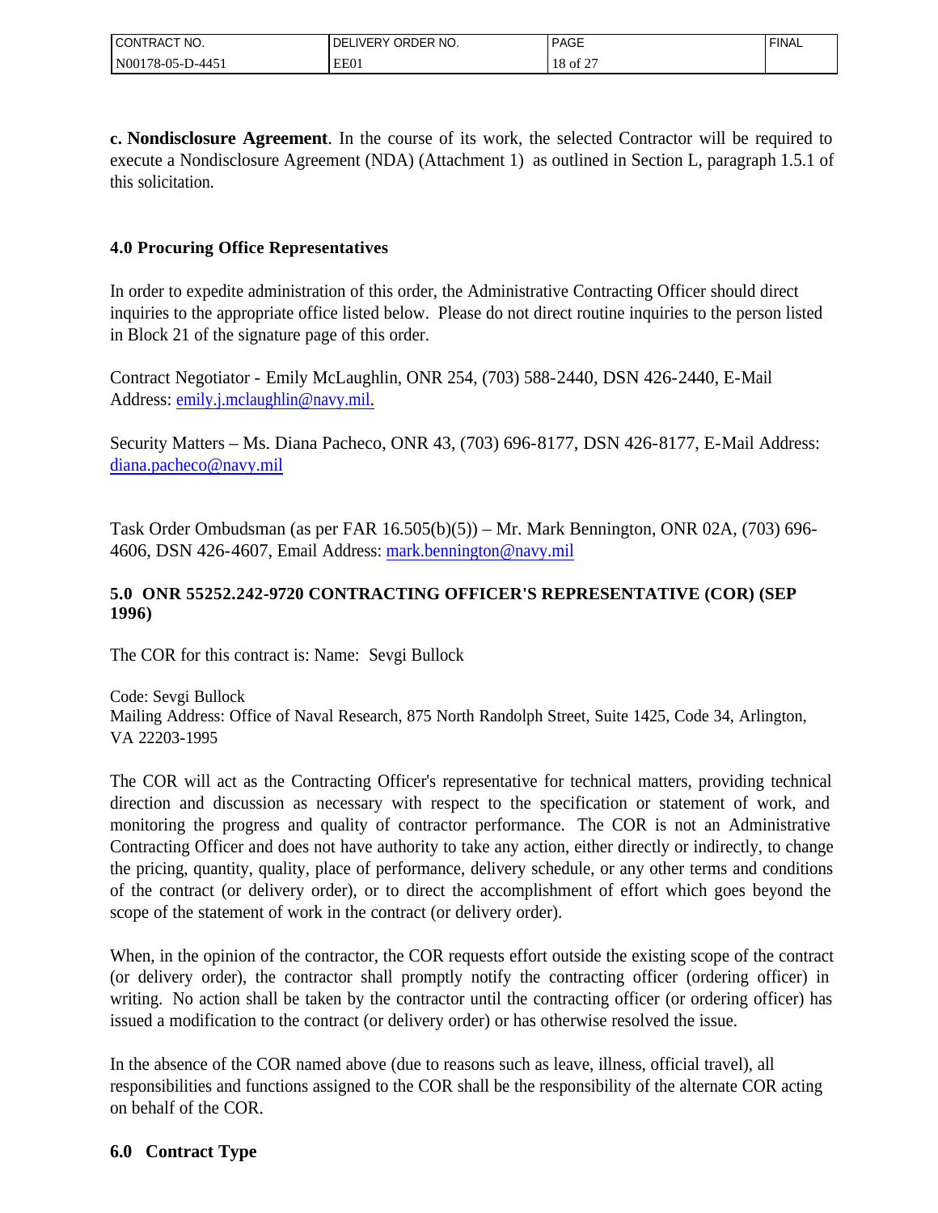**c. Nondisclosure Agreement**. In the course of its work, the selected Contractor will be required to execute a Nondisclosure Agreement (NDA) (Attachment 1) as outlined in Section L, paragraph 1.5.1 of this solicitation.

### 4.0 Procuring Office Representatives

In order to expedite administration of this order, the Administrative Contracting Officer should direct inquiries to the appropriate office listed below. Please do not direct routine inquiries to the person listed in Block 21 of the signature page of this order.

Contract Negotiator - Emily McLaughlin, ONR 254, (703) 588-2440, DSN 426-2440, E-Mail Address: emily.j.mclaughlin@navy.mil.

Security Matters – Ms. Diana Pacheco, ONR 43, (703) 696-8177, DSN 426-8177, E-Mail Address: diana.pacheco@navy.mil

Task Order Ombudsman (as per FAR 16.505(b)(5)) – Mr. Mark Bennington, ONR 02A, (703) 696-4606, DSN 426-4607, Email Address: mark.bennington@navy.mil

### 5.0 ONR 55252.242-9720 CONTRACTING OFFICER'S REPRESENTATIVE (COR) (SEP 1996)

The COR for this contract is: Name: Sevgi Bullock

Code: Sevgi Bullock
Mailing Address: Office of Naval Research, 875 North Randolph Street, Suite 1425, Code 34, Arlington, VA 22203-1995

The COR will act as the Contracting Officer's representative for technical matters, providing technical direction and discussion as necessary with respect to the specification or statement of work, and monitoring the progress and quality of contractor performance. The COR is not an Administrative Contracting Officer and does not have authority to take any action, either directly or indirectly, to change the pricing, quantity, quality, place of performance, delivery schedule, or any other terms and conditions of the contract (or delivery order), or to direct the accomplishment of effort which goes beyond the scope of the statement of work in the contract (or delivery order).

When, in the opinion of the contractor, the COR requests effort outside the existing scope of the contract (or delivery order), the contractor shall promptly notify the contracting officer (ordering officer) in writing. No action shall be taken by the contractor until the contracting officer (or ordering officer) has issued a modification to the contract (or delivery order) or has otherwise resolved the issue.

In the absence of the COR named above (due to reasons such as leave, illness, official travel), all responsibilities and functions assigned to the COR shall be the responsibility of the alternate COR acting on behalf of the COR.

### 6.0 Contract Type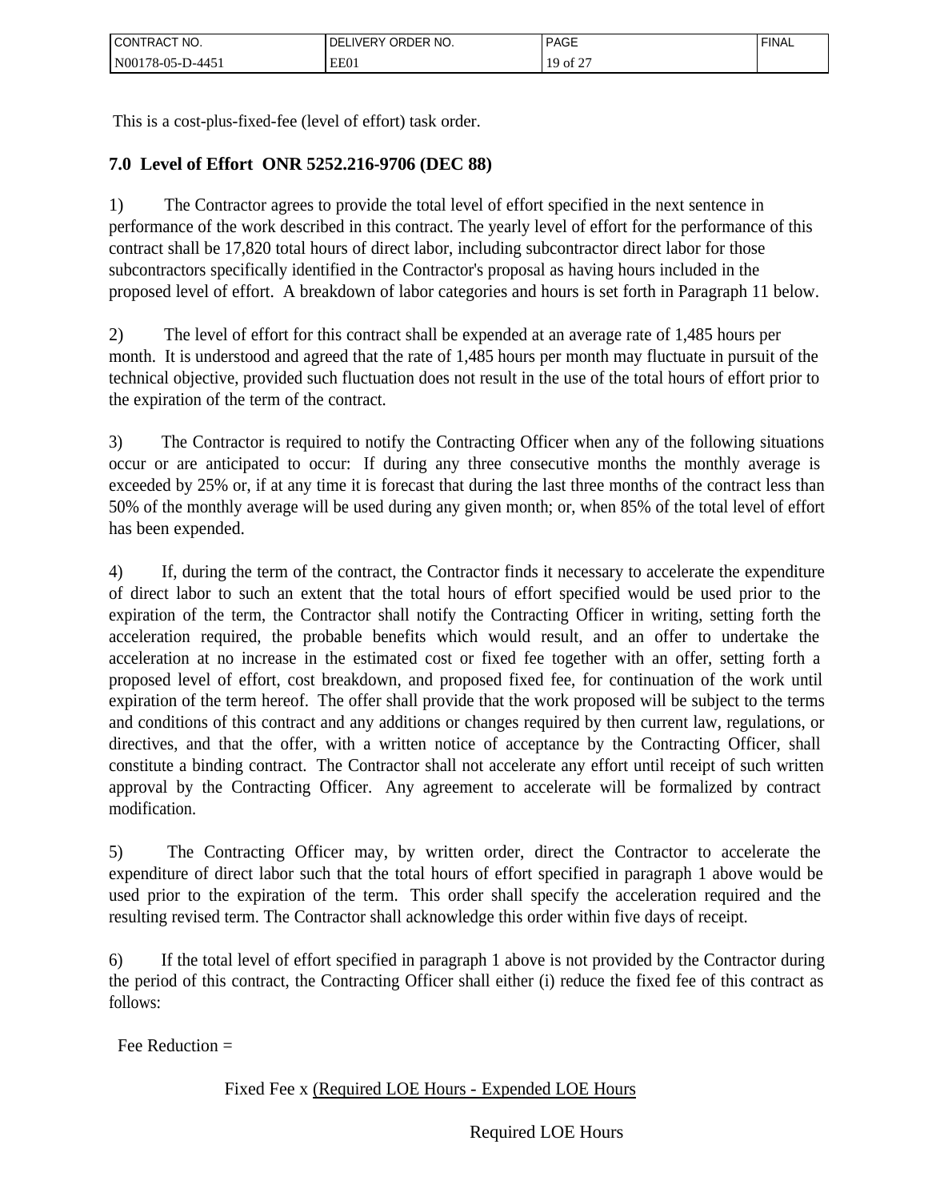This is a cost-plus-fixed-fee (level of effort) task order.

### 7.0 Level of Effort ONR 5252.216-9706 (DEC 88)

1) The Contractor agrees to provide the total level of effort specified in the next sentence in performance of the work described in this contract. The yearly level of effort for the performance of this contract shall be 17,820 total hours of direct labor, including subcontractor direct labor for those subcontractors specifically identified in the Contractor's proposal as having hours included in the proposed level of effort. A breakdown of labor categories and hours is set forth in Paragraph 11 below.

2) The level of effort for this contract shall be expended at an average rate of 1,485 hours per month. It is understood and agreed that the rate of 1,485 hours per month may fluctuate in pursuit of the technical objective, provided such fluctuation does not result in the use of the total hours of effort prior to the expiration of the term of the contract.

3) The Contractor is required to notify the Contracting Officer when any of the following situations occur or are anticipated to occur: If during any three consecutive months the monthly average is exceeded by 25% or, if at any time it is forecast that during the last three months of the contract less than 50% of the monthly average will be used during any given month; or, when 85% of the total level of effort has been expended.

4) If, during the term of the contract, the Contractor finds it necessary to accelerate the expenditure of direct labor to such an extent that the total hours of effort specified would be used prior to the expiration of the term, the Contractor shall notify the Contracting Officer in writing, setting forth the acceleration required, the probable benefits which would result, and an offer to undertake the acceleration at no increase in the estimated cost or fixed fee together with an offer, setting forth a proposed level of effort, cost breakdown, and proposed fixed fee, for continuation of the work until expiration of the term hereof. The offer shall provide that the work proposed will be subject to the terms and conditions of this contract and any additions or changes required by then current law, regulations, or directives, and that the offer, with a written notice of acceptance by the Contracting Officer, shall constitute a binding contract. The Contractor shall not accelerate any effort until receipt of such written approval by the Contracting Officer. Any agreement to accelerate will be formalized by contract modification.

5) The Contracting Officer may, by written order, direct the Contractor to accelerate the expenditure of direct labor such that the total hours of effort specified in paragraph 1 above would be used prior to the expiration of the term. This order shall specify the acceleration required and the resulting revised term. The Contractor shall acknowledge this order within five days of receipt.

6) If the total level of effort specified in paragraph 1 above is not provided by the Contractor during the period of this contract, the Contracting Officer shall either (i) reduce the fixed fee of this contract as follows:

Fee Reduction =

$$\text{Fixed Fee} \times \frac{(\text{Required LOE Hours} - \text{Expended LOE Hours}}{\text{Required LOE Hours}}$$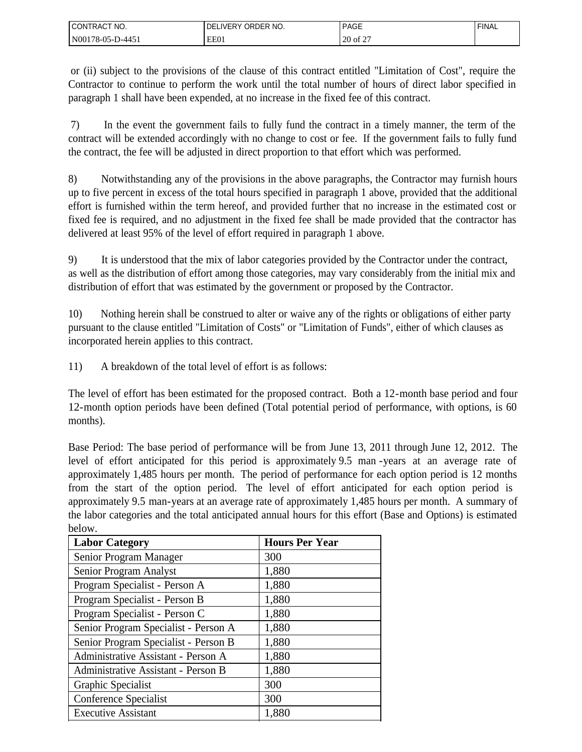or (ii) subject to the provisions of the clause of this contract entitled "Limitation of Cost", require the Contractor to continue to perform the work until the total number of hours of direct labor specified in paragraph 1 shall have been expended, at no increase in the fixed fee of this contract.

7) In the event the government fails to fully fund the contract in a timely manner, the term of the contract will be extended accordingly with no change to cost or fee. If the government fails to fully fund the contract, the fee will be adjusted in direct proportion to that effort which was performed.

8) Notwithstanding any of the provisions in the above paragraphs, the Contractor may furnish hours up to five percent in excess of the total hours specified in paragraph 1 above, provided that the additional effort is furnished within the term hereof, and provided further that no increase in the estimated cost or fixed fee is required, and no adjustment in the fixed fee shall be made provided that the contractor has delivered at least 95% of the level of effort required in paragraph 1 above.

9) It is understood that the mix of labor categories provided by the Contractor under the contract, as well as the distribution of effort among those categories, may vary considerably from the initial mix and distribution of effort that was estimated by the government or proposed by the Contractor.

10) Nothing herein shall be construed to alter or waive any of the rights or obligations of either party pursuant to the clause entitled "Limitation of Costs" or "Limitation of Funds", either of which clauses as incorporated herein applies to this contract.

11) A breakdown of the total level of effort is as follows:

The level of effort has been estimated for the proposed contract. Both a 12-month base period and four 12-month option periods have been defined (Total potential period of performance, with options, is 60 months).

Base Period: The base period of performance will be from June 13, 2011 through June 12, 2012. The level of effort anticipated for this period is approximately 9.5 man-years at an average rate of approximately 1,485 hours per month. The period of performance for each option period is 12 months from the start of the option period. The level of effort anticipated for each option period is approximately 9.5 man-years at an average rate of approximately 1,485 hours per month. A summary of the labor categories and the total anticipated annual hours for this effort (Base and Options) is estimated below.

| Labor Category | Hours Per Year |
|---|---|
| Senior Program Manager | 300 |
| Senior Program Analyst | 1,880 |
| Program Specialist - Person A | 1,880 |
| Program Specialist - Person B | 1,880 |
| Program Specialist - Person C | 1,880 |
| Senior Program Specialist - Person A | 1,880 |
| Senior Program Specialist - Person B | 1,880 |
| Administrative Assistant - Person A | 1,880 |
| Administrative Assistant - Person B | 1,880 |
| Graphic Specialist | 300 |
| Conference Specialist | 300 |
| Executive Assistant | 1,880 |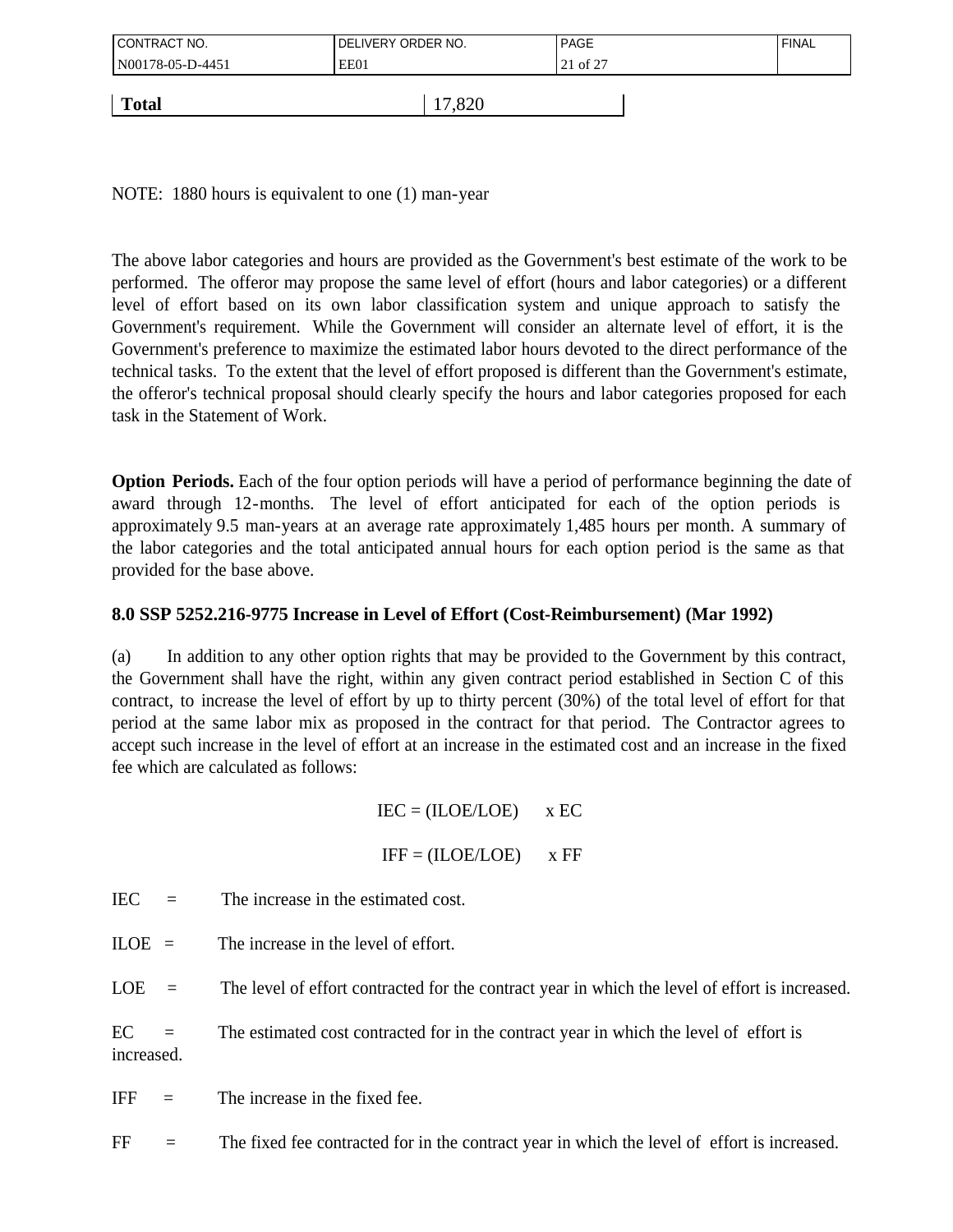| Total | 17,820 |
|---|---|

NOTE: 1880 hours is equivalent to one (1) man-year

The above labor categories and hours are provided as the Government's best estimate of the work to be performed. The offeror may propose the same level of effort (hours and labor categories) or a different level of effort based on its own labor classification system and unique approach to satisfy the Government's requirement. While the Government will consider an alternate level of effort, it is the Government's preference to maximize the estimated labor hours devoted to the direct performance of the technical tasks. To the extent that the level of effort proposed is different than the Government's estimate, the offeror's technical proposal should clearly specify the hours and labor categories proposed for each task in the Statement of Work.

**Option Periods.** Each of the four option periods will have a period of performance beginning the date of award through 12-months. The level of effort anticipated for each of the option periods is approximately 9.5 man-years at an average rate approximately 1,485 hours per month. A summary of the labor categories and the total anticipated annual hours for each option period is the same as that provided for the base above.

### 8.0 SSP 5252.216-9775 Increase in Level of Effort (Cost-Reimbursement) (Mar 1992)

(a) In addition to any other option rights that may be provided to the Government by this contract, the Government shall have the right, within any given contract period established in Section C of this contract, to increase the level of effort by up to thirty percent (30%) of the total level of effort for that period at the same labor mix as proposed in the contract for that period. The Contractor agrees to accept such increase in the level of effort at an increase in the estimated cost and an increase in the fixed fee which are calculated as follows:

$$IEC = (ILOE/LOE) \times EC$$

$$IFF = (ILOE/LOE) \times FF$$

IEC = The increase in the estimated cost.

ILOE = The increase in the level of effort.

LOE = The level of effort contracted for the contract year in which the level of effort is increased.

EC = The estimated cost contracted for in the contract year in which the level of effort is increased.

IFF = The increase in the fixed fee.

FF = The fixed fee contracted for in the contract year in which the level of effort is increased.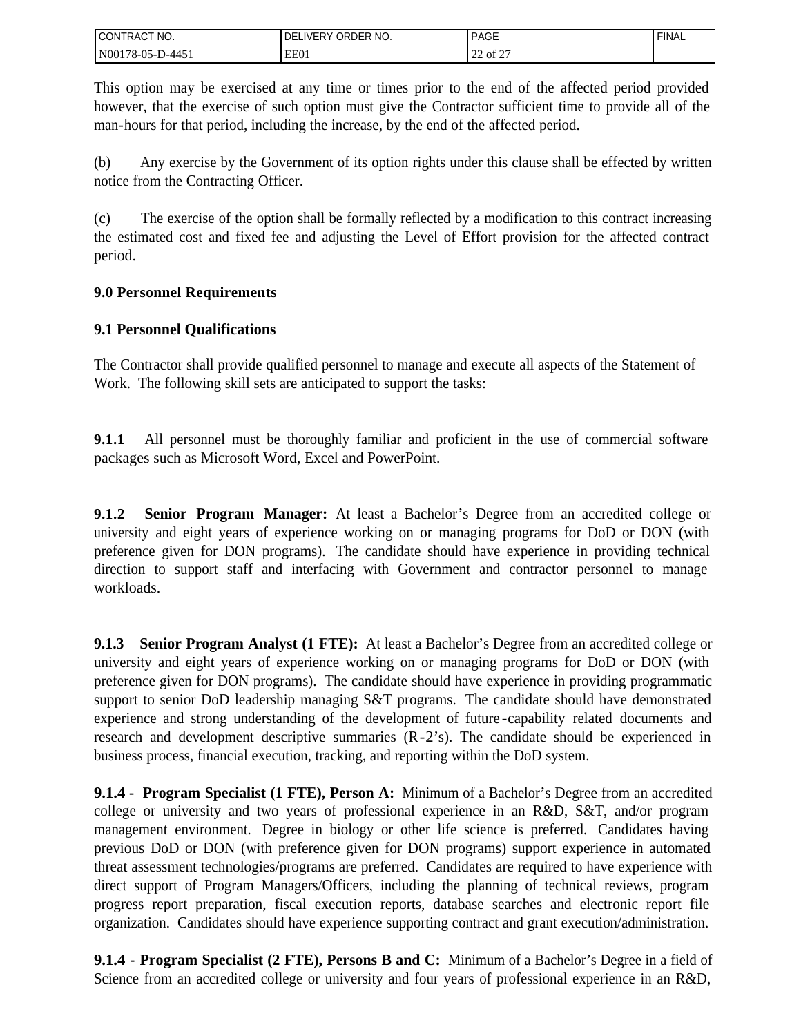This option may be exercised at any time or times prior to the end of the affected period provided however, that the exercise of such option must give the Contractor sufficient time to provide all of the man-hours for that period, including the increase, by the end of the affected period.

(b) Any exercise by the Government of its option rights under this clause shall be effected by written notice from the Contracting Officer.

(c) The exercise of the option shall be formally reflected by a modification to this contract increasing the estimated cost and fixed fee and adjusting the Level of Effort provision for the affected contract period.

## 9.0 Personnel Requirements

### 9.1 Personnel Qualifications

The Contractor shall provide qualified personnel to manage and execute all aspects of the Statement of Work. The following skill sets are anticipated to support the tasks:

**9.1.1** All personnel must be thoroughly familiar and proficient in the use of commercial software packages such as Microsoft Word, Excel and PowerPoint.

**9.1.2 Senior Program Manager:** At least a Bachelor's Degree from an accredited college or university and eight years of experience working on or managing programs for DoD or DON (with preference given for DON programs). The candidate should have experience in providing technical direction to support staff and interfacing with Government and contractor personnel to manage workloads.

**9.1.3 Senior Program Analyst (1 FTE):** At least a Bachelor's Degree from an accredited college or university and eight years of experience working on or managing programs for DoD or DON (with preference given for DON programs). The candidate should have experience in providing programmatic support to senior DoD leadership managing S&T programs. The candidate should have demonstrated experience and strong understanding of the development of future-capability related documents and research and development descriptive summaries (R-2's). The candidate should be experienced in business process, financial execution, tracking, and reporting within the DoD system.

**9.1.4 - Program Specialist (1 FTE), Person A:** Minimum of a Bachelor's Degree from an accredited college or university and two years of professional experience in an R&D, S&T, and/or program management environment. Degree in biology or other life science is preferred. Candidates having previous DoD or DON (with preference given for DON programs) support experience in automated threat assessment technologies/programs are preferred. Candidates are required to have experience with direct support of Program Managers/Officers, including the planning of technical reviews, program progress report preparation, fiscal execution reports, database searches and electronic report file organization. Candidates should have experience supporting contract and grant execution/administration.

**9.1.4 - Program Specialist (2 FTE), Persons B and C:** Minimum of a Bachelor's Degree in a field of Science from an accredited college or university and four years of professional experience in an R&D,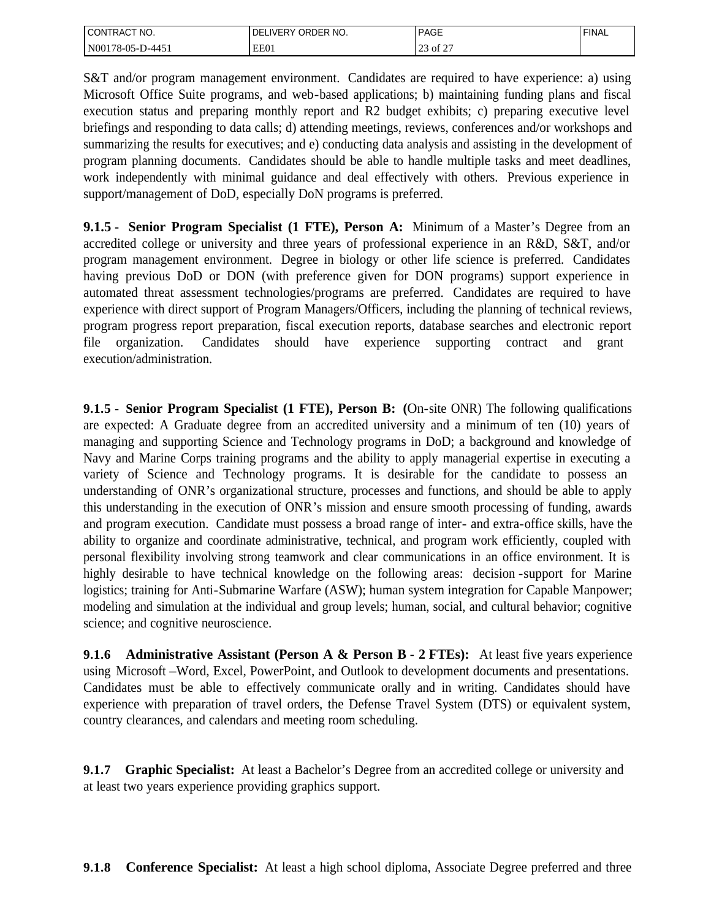S&T and/or program management environment. Candidates are required to have experience: a) using Microsoft Office Suite programs, and web-based applications; b) maintaining funding plans and fiscal execution status and preparing monthly report and R2 budget exhibits; c) preparing executive level briefings and responding to data calls; d) attending meetings, reviews, conferences and/or workshops and summarizing the results for executives; and e) conducting data analysis and assisting in the development of program planning documents. Candidates should be able to handle multiple tasks and meet deadlines, work independently with minimal guidance and deal effectively with others. Previous experience in support/management of DoD, especially DoN programs is preferred.

**9.1.5 - Senior Program Specialist (1 FTE), Person A:** Minimum of a Master's Degree from an accredited college or university and three years of professional experience in an R&D, S&T, and/or program management environment. Degree in biology or other life science is preferred. Candidates having previous DoD or DON (with preference given for DON programs) support experience in automated threat assessment technologies/programs are preferred. Candidates are required to have experience with direct support of Program Managers/Officers, including the planning of technical reviews, program progress report preparation, fiscal execution reports, database searches and electronic report file organization. Candidates should have experience supporting contract and grant execution/administration.

**9.1.5 - Senior Program Specialist (1 FTE), Person B: (**On-site ONR) The following qualifications are expected: A Graduate degree from an accredited university and a minimum of ten (10) years of managing and supporting Science and Technology programs in DoD; a background and knowledge of Navy and Marine Corps training programs and the ability to apply managerial expertise in executing a variety of Science and Technology programs. It is desirable for the candidate to possess an understanding of ONR's organizational structure, processes and functions, and should be able to apply this understanding in the execution of ONR's mission and ensure smooth processing of funding, awards and program execution. Candidate must possess a broad range of inter- and extra-office skills, have the ability to organize and coordinate administrative, technical, and program work efficiently, coupled with personal flexibility involving strong teamwork and clear communications in an office environment. It is highly desirable to have technical knowledge on the following areas: decision -support for Marine logistics; training for Anti-Submarine Warfare (ASW); human system integration for Capable Manpower; modeling and simulation at the individual and group levels; human, social, and cultural behavior; cognitive science; and cognitive neuroscience.

**9.1.6 Administrative Assistant (Person A & Person B - 2 FTEs):** At least five years experience using Microsoft –Word, Excel, PowerPoint, and Outlook to development documents and presentations. Candidates must be able to effectively communicate orally and in writing. Candidates should have experience with preparation of travel orders, the Defense Travel System (DTS) or equivalent system, country clearances, and calendars and meeting room scheduling.

**9.1.7 Graphic Specialist:** At least a Bachelor's Degree from an accredited college or university and at least two years experience providing graphics support.

**9.1.8 Conference Specialist:** At least a high school diploma, Associate Degree preferred and three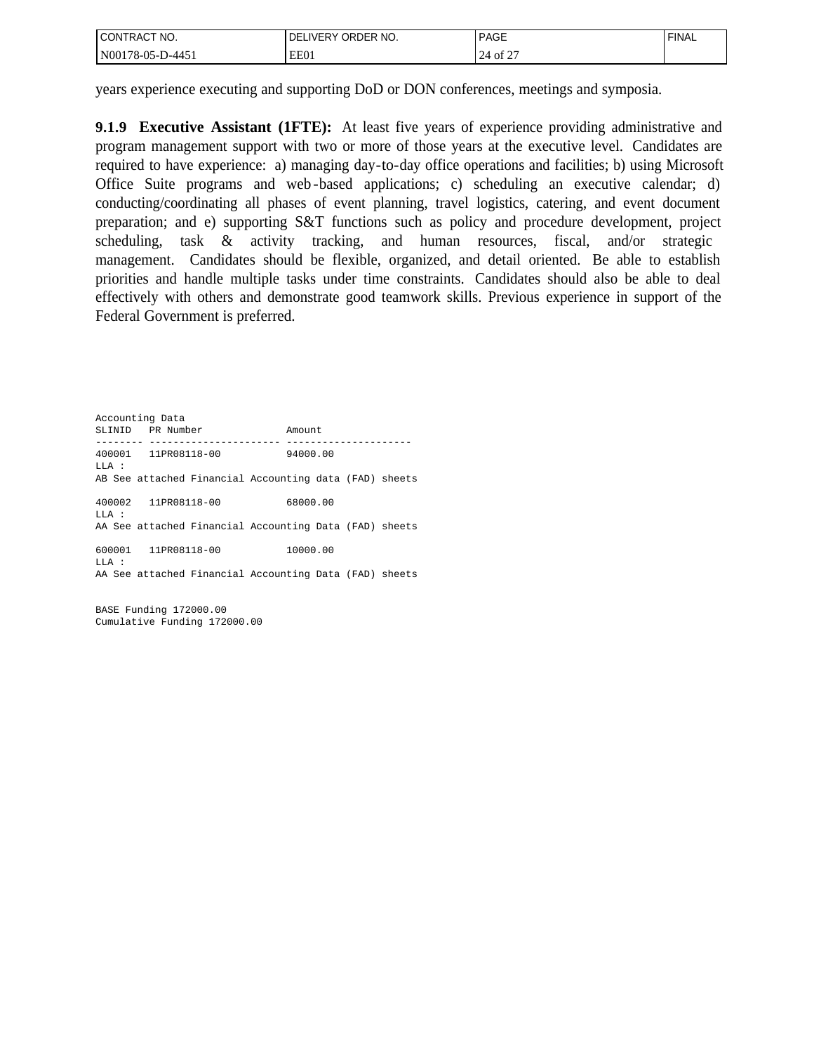years experience executing and supporting DoD or DON conferences, meetings and symposia.

**9.1.9 Executive Assistant (1FTE):** At least five years of experience providing administrative and program management support with two or more of those years at the executive level. Candidates are required to have experience: a) managing day-to-day office operations and facilities; b) using Microsoft Office Suite programs and web-based applications; c) scheduling an executive calendar; d) conducting/coordinating all phases of event planning, travel logistics, catering, and event document preparation; and e) supporting S&T functions such as policy and procedure development, project scheduling, task & activity tracking, and human resources, fiscal, and/or strategic management. Candidates should be flexible, organized, and detail oriented. Be able to establish priorities and handle multiple tasks under time constraints. Candidates should also be able to deal effectively with others and demonstrate good teamwork skills. Previous experience in support of the Federal Government is preferred.

```
Accounting Data
SLINID   PR Number              Amount
-------- ---------------------- ---------------------
400001   11PR08118-00           94000.00
LLA :
AB See attached Financial Accounting data (FAD) sheets

400002   11PR08118-00           68000.00
LLA :
AA See attached Financial Accounting Data (FAD) sheets

600001   11PR08118-00           10000.00
LLA :
AA See attached Financial Accounting Data (FAD) sheets


BASE Funding 172000.00
Cumulative Funding 172000.00
```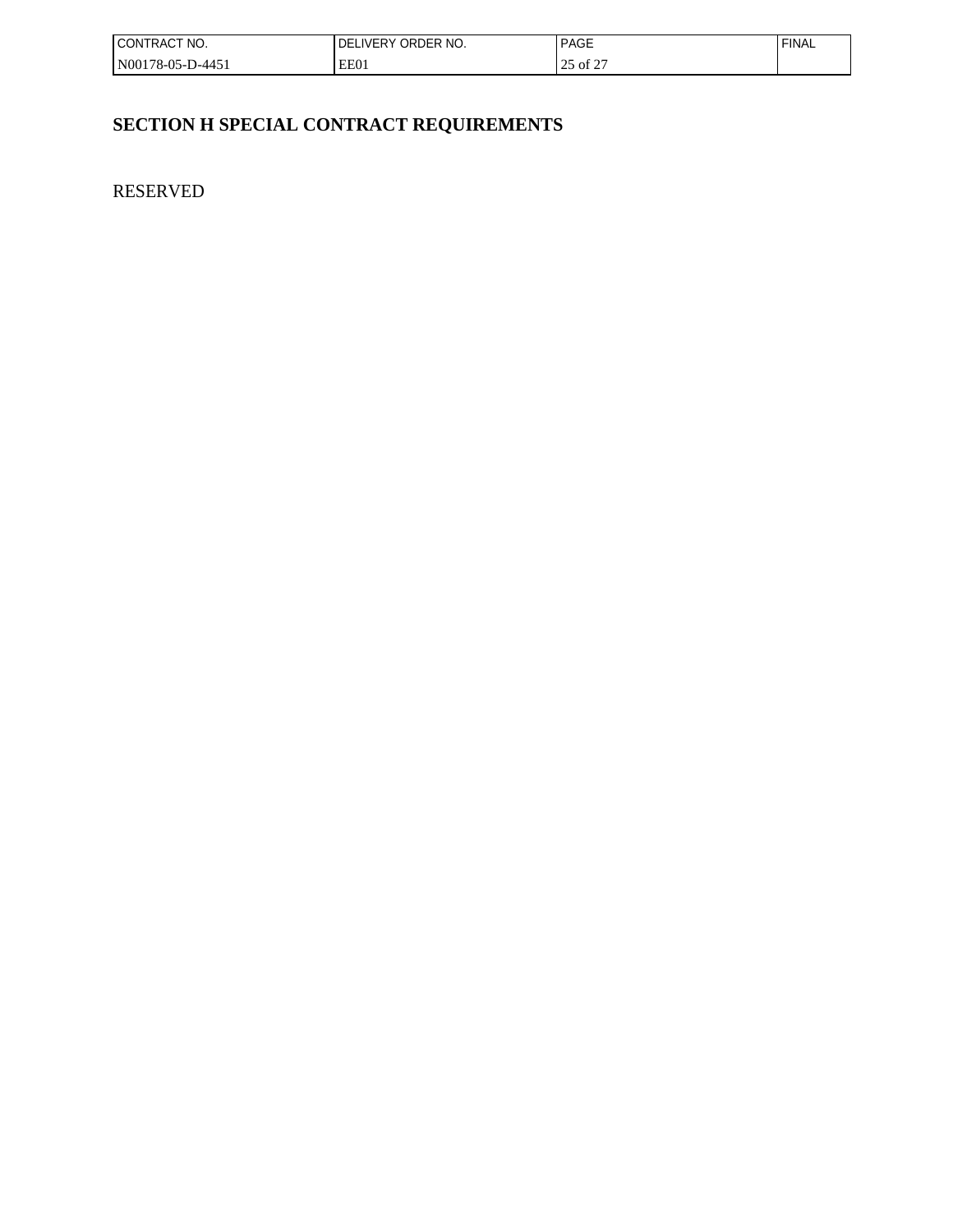# SECTION H SPECIAL CONTRACT REQUIREMENTS

RESERVED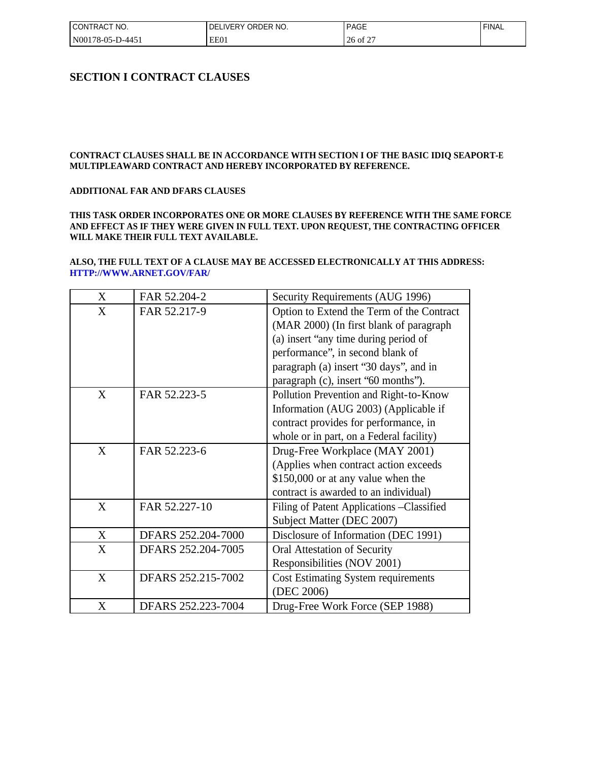# SECTION I CONTRACT CLAUSES

**CONTRACT CLAUSES SHALL BE IN ACCORDANCE WITH SECTION I OF THE BASIC IDIQ SEAPORT-E MULTIPLEAWARD CONTRACT AND HEREBY INCORPORATED BY REFERENCE.**

**ADDITIONAL FAR AND DFARS CLAUSES**

**THIS TASK ORDER INCORPORATES ONE OR MORE CLAUSES BY REFERENCE WITH THE SAME FORCE AND EFFECT AS IF THEY WERE GIVEN IN FULL TEXT. UPON REQUEST, THE CONTRACTING OFFICER WILL MAKE THEIR FULL TEXT AVAILABLE.**

**ALSO, THE FULL TEXT OF A CLAUSE MAY BE ACCESSED ELECTRONICALLY AT THIS ADDRESS: HTTP://WWW.ARNET.GOV/FAR/**

| | | |
|---|---|---|
| X | FAR 52.204-2 | Security Requirements (AUG 1996) |
| X | FAR 52.217-9 | Option to Extend the Term of the Contract (MAR 2000) (In first blank of paragraph (a) insert "any time during period of performance", in second blank of paragraph (a) insert "30 days", and in paragraph (c), insert "60 months"). |
| X | FAR 52.223-5 | Pollution Prevention and Right-to-Know Information (AUG 2003) (Applicable if contract provides for performance, in whole or in part, on a Federal facility) |
| X | FAR 52.223-6 | Drug-Free Workplace (MAY 2001) (Applies when contract action exceeds $150,000 or at any value when the contract is awarded to an individual) |
| X | FAR 52.227-10 | Filing of Patent Applications –Classified Subject Matter (DEC 2007) |
| X | DFARS 252.204-7000 | Disclosure of Information (DEC 1991) |
| X | DFARS 252.204-7005 | Oral Attestation of Security Responsibilities (NOV 2001) |
| X | DFARS 252.215-7002 | Cost Estimating System requirements (DEC 2006) |
| X | DFARS 252.223-7004 | Drug-Free Work Force (SEP 1988) |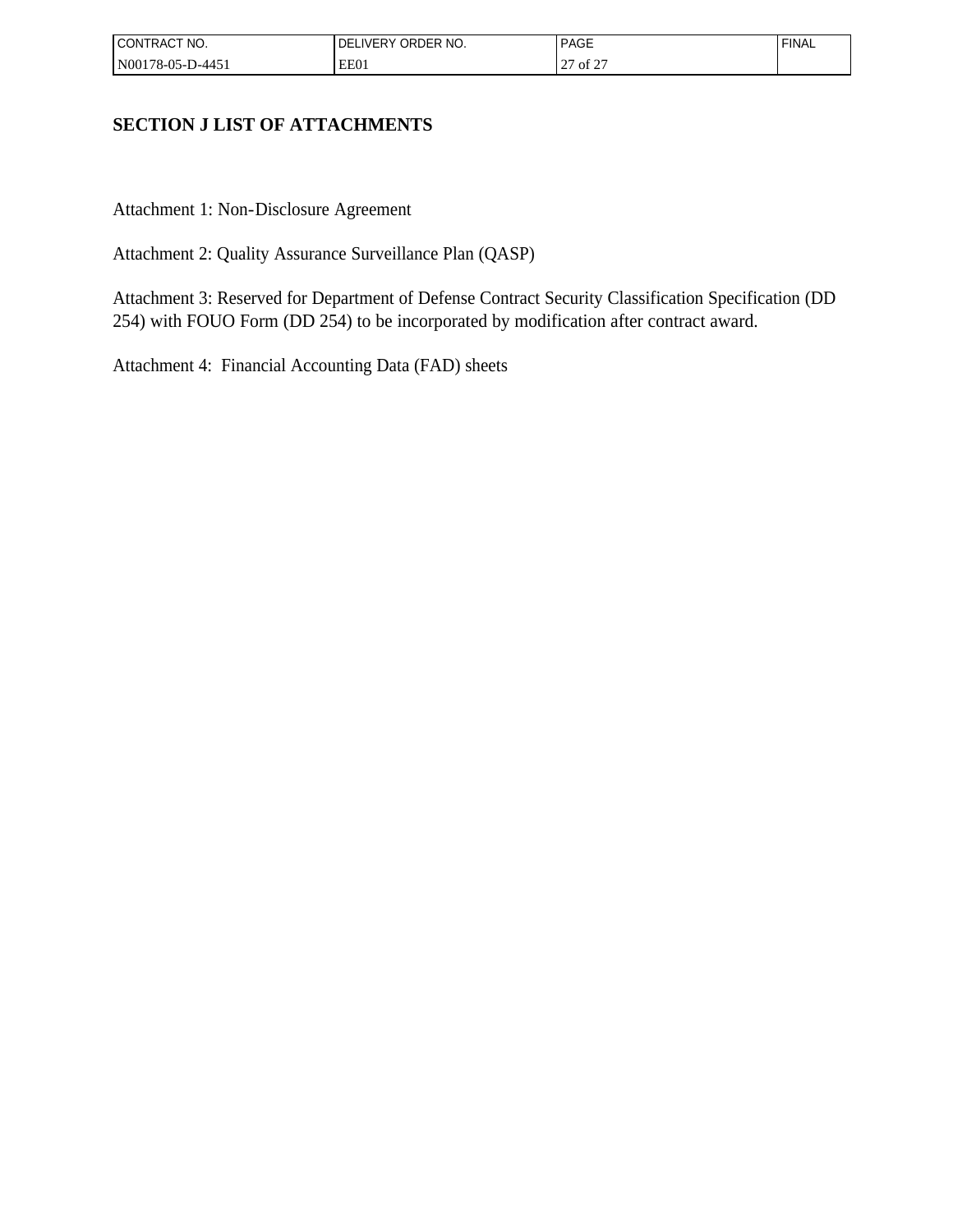## SECTION J LIST OF ATTACHMENTS

Attachment 1: Non-Disclosure Agreement

Attachment 2: Quality Assurance Surveillance Plan (QASP)

Attachment 3: Reserved for Department of Defense Contract Security Classification Specification (DD 254) with FOUO Form (DD 254) to be incorporated by modification after contract award.

Attachment 4: Financial Accounting Data (FAD) sheets